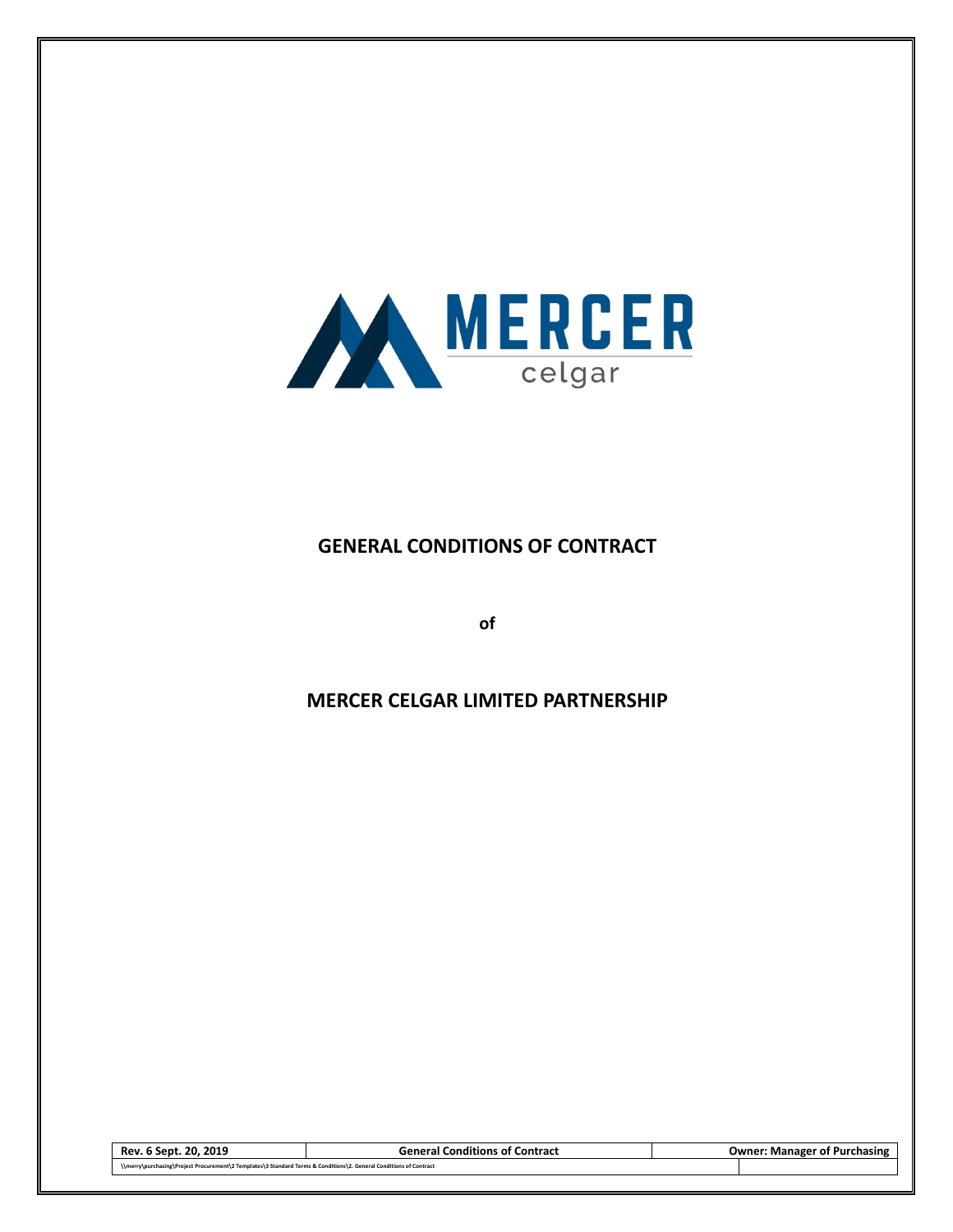MERCER

celgar

# GENERAL CONDITIONS OF CONTRACT

of

# MERCER CELGAR LIMITED PARTNERSHIP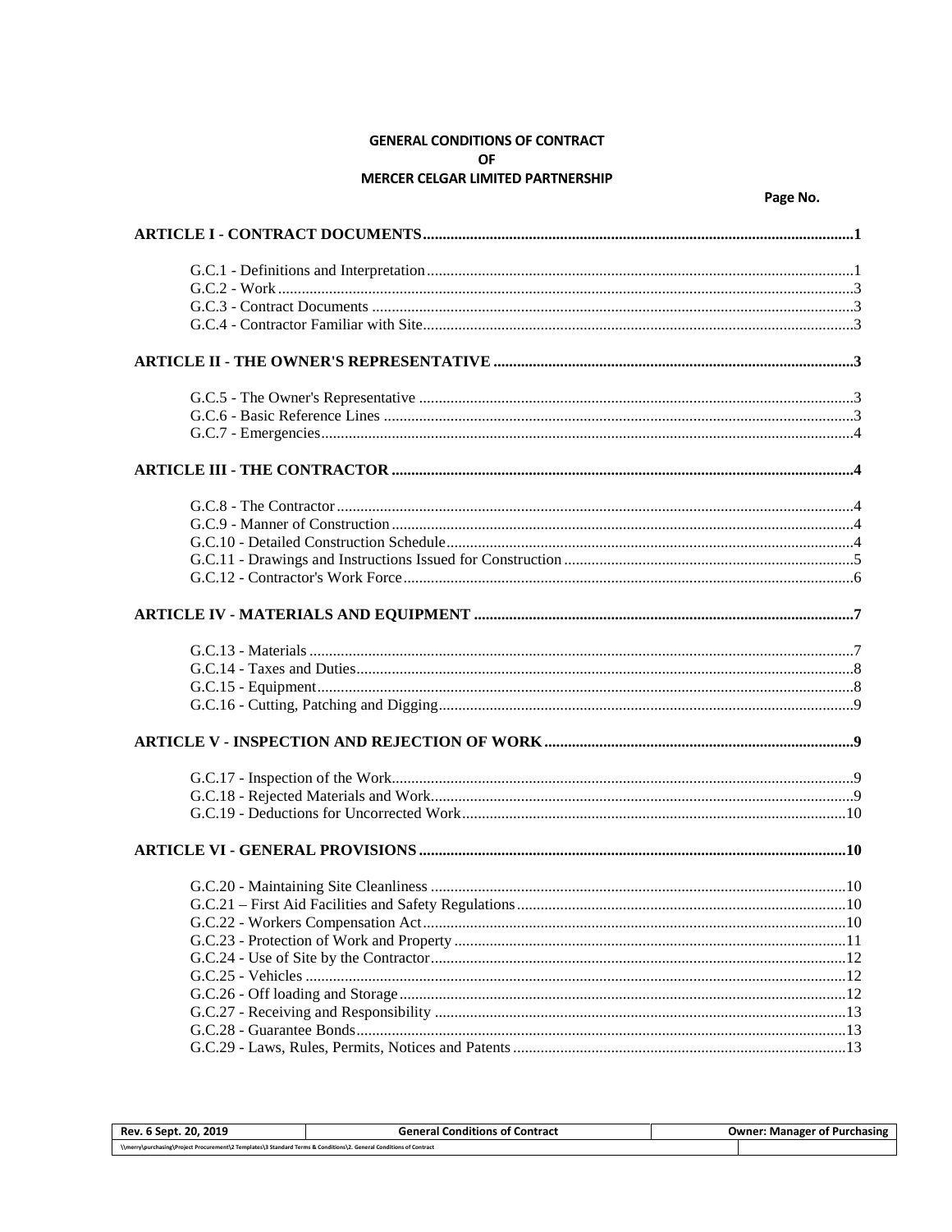**GENERAL CONDITIONS OF CONTRACT**
**OF**
**MERCER CELGAR LIMITED PARTNERSHIP**

**Page No.**

**ARTICLE I - CONTRACT DOCUMENTS....1**

G.C.1 - Definitions and Interpretation....1
G.C.2 - Work....3
G.C.3 - Contract Documents....3
G.C.4 - Contractor Familiar with Site....3

**ARTICLE II - THE OWNER'S REPRESENTATIVE....3**

G.C.5 - The Owner's Representative....3
G.C.6 - Basic Reference Lines....3
G.C.7 - Emergencies....4

**ARTICLE III - THE CONTRACTOR....4**

G.C.8 - The Contractor....4
G.C.9 - Manner of Construction....4
G.C.10 - Detailed Construction Schedule....4
G.C.11 - Drawings and Instructions Issued for Construction....5
G.C.12 - Contractor's Work Force....6

**ARTICLE IV - MATERIALS AND EQUIPMENT....7**

G.C.13 - Materials....7
G.C.14 - Taxes and Duties....8
G.C.15 - Equipment....8
G.C.16 - Cutting, Patching and Digging....9

**ARTICLE V - INSPECTION AND REJECTION OF WORK....9**

G.C.17 - Inspection of the Work....9
G.C.18 - Rejected Materials and Work....9
G.C.19 - Deductions for Uncorrected Work....10

**ARTICLE VI - GENERAL PROVISIONS....10**

G.C.20 - Maintaining Site Cleanliness....10
G.C.21 – First Aid Facilities and Safety Regulations....10
G.C.22 - Workers Compensation Act....10
G.C.23 - Protection of Work and Property....11
G.C.24 - Use of Site by the Contractor....12
G.C.25 - Vehicles....12
G.C.26 - Off loading and Storage....12
G.C.27 - Receiving and Responsibility....13
G.C.28 - Guarantee Bonds....13
G.C.29 - Laws, Rules, Permits, Notices and Patents....13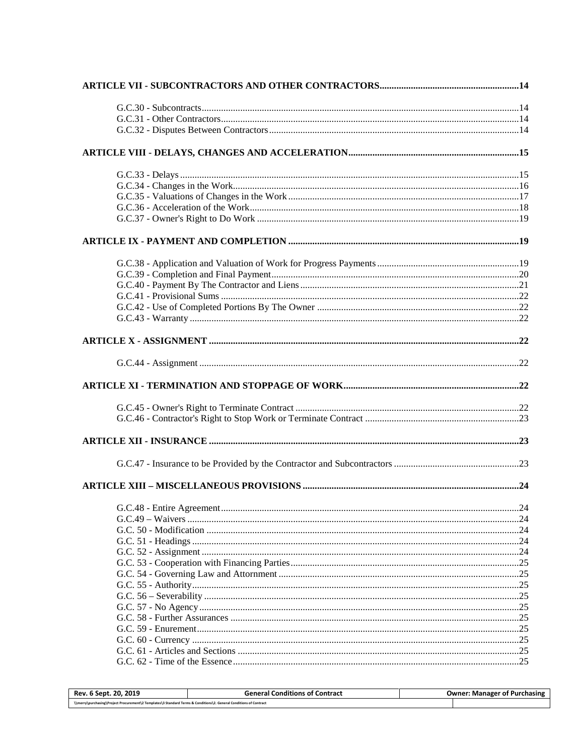**ARTICLE VII - SUBCONTRACTORS AND OTHER CONTRACTORS......................................................14**

G.C.30 - Subcontracts.....................................................................................................................14
G.C.31 - Other Contractors.............................................................................................................14
G.C.32 - Disputes Between Contractors..........................................................................................14

**ARTICLE VIII - DELAYS, CHANGES AND ACCELERATION.....................................................................15**

G.C.33 - Delays...............................................................................................................................15
G.C.34 - Changes in the Work.........................................................................................................16
G.C.35 - Valuations of Changes in the Work...................................................................................17
G.C.36 - Acceleration of the Work.....................................................................................................18
G.C.37 - Owner's Right to Do Work...................................................................................................19

**ARTICLE IX - PAYMENT AND COMPLETION...............................................................................................19**

G.C.38 - Application and Valuation of Work for Progress Payments...................................................19
G.C.39 - Completion and Final Payment.............................................................................................20
G.C.40 - Payment By The Contractor and Liens.................................................................................21
G.C.41 - Provisional Sums..................................................................................................................22
G.C.42 - Use of Completed Portions By The Owner..........................................................................22
G.C.43 - Warranty...............................................................................................................................22

**ARTICLE X - ASSIGNMENT................................................................................................................................22**

G.C.44 - Assignment...........................................................................................................................22

**ARTICLE XI - TERMINATION AND STOPPAGE OF WORK..........................................................................22**

G.C.45 - Owner's Right to Terminate Contract....................................................................................22
G.C.46 - Contractor's Right to Stop Work or Terminate Contract........................................................23

**ARTICLE XII - INSURANCE.................................................................................................................................23**

G.C.47 - Insurance to be Provided by the Contractor and Subcontractors...........................................23

**ARTICLE XIII – MISCELLANEOUS PROVISIONS..........................................................................................24**

G.C.48 - Entire Agreement..................................................................................................................24
G.C.49 – Waivers................................................................................................................................24
G.C. 50 - Modification......................................................................................................................24
G.C. 51 - Headings..........................................................................................................................24
G.C. 52 - Assignment.......................................................................................................................24
G.C. 53 - Cooperation with Financing Parties...................................................................................25
G.C. 54 - Governing Law and Attornment........................................................................................25
G.C. 55 - Authority...........................................................................................................................25
G.C. 56 – Severability......................................................................................................................25
G.C. 57 - No Agency........................................................................................................................25
G.C. 58 - Further Assurances...........................................................................................................25
G.C. 59 - Enurement.........................................................................................................................25
G.C. 60 - Currency...........................................................................................................................25
G.C. 61 - Articles and Sections.........................................................................................................25
G.C. 62 - Time of the Essence..........................................................................................................25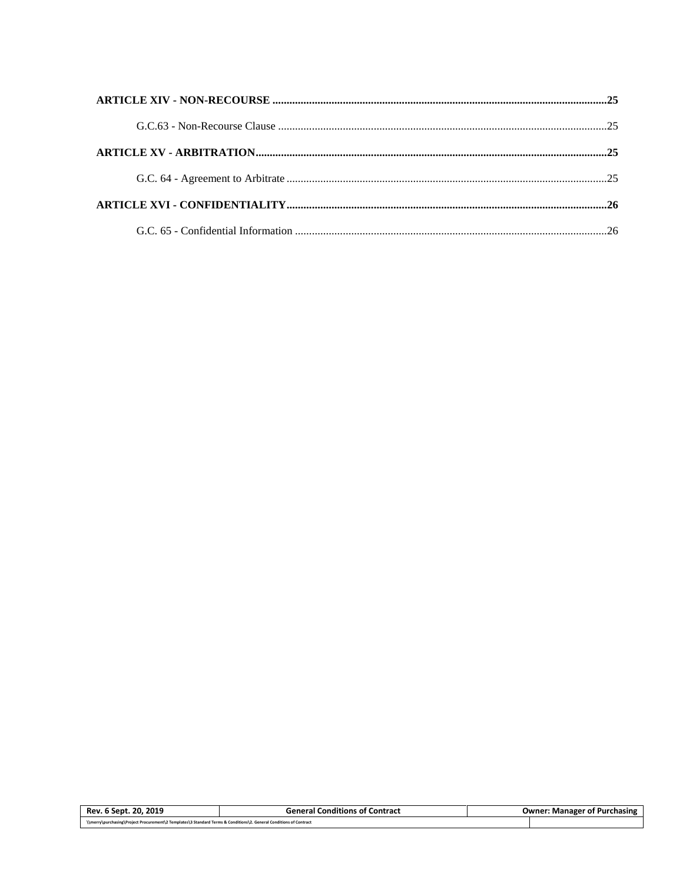**ARTICLE XIV - NON-RECOURSE ....................................................................................................................25**

G.C.63 - Non-Recourse Clause ....................................................................................................................25

**ARTICLE XV - ARBITRATION.............................................................................................................................25**

G.C. 64 - Agreement to Arbitrate ..................................................................................................................25

**ARTICLE XVI - CONFIDENTIALITY.................................................................................................................26**

G.C. 65 - Confidential Information ..............................................................................................................26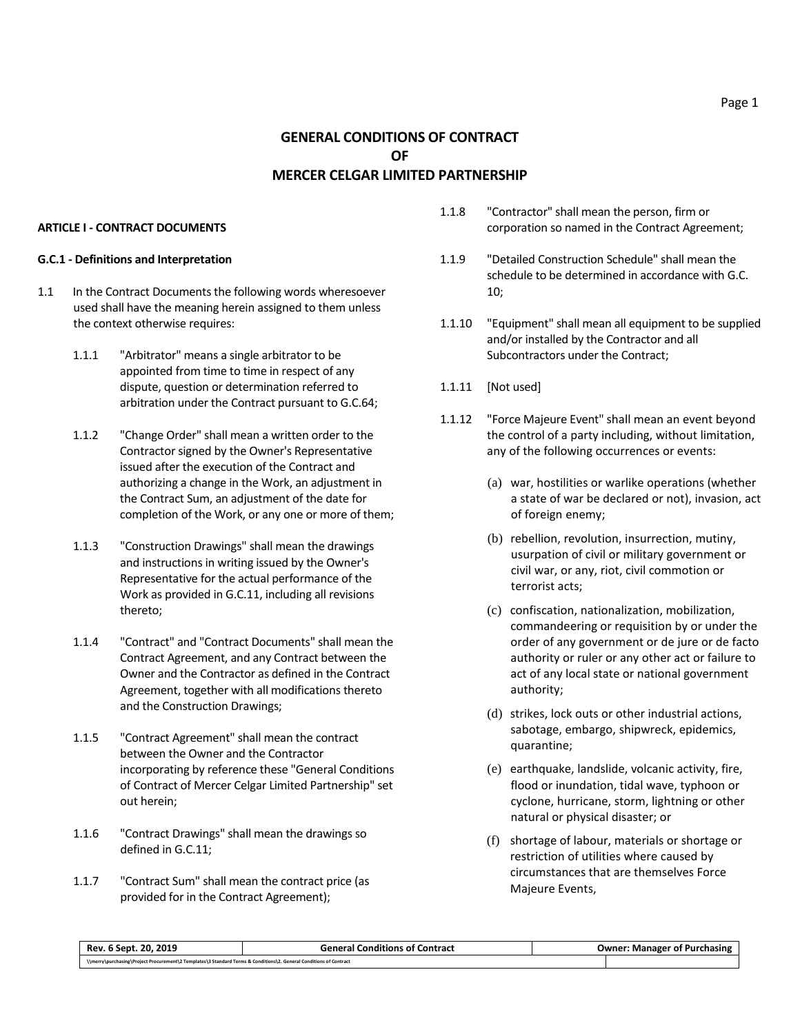# GENERAL CONDITIONS OF CONTRACT OF MERCER CELGAR LIMITED PARTNERSHIP

**ARTICLE I - CONTRACT DOCUMENTS**

**G.C.1 - Definitions and Interpretation**

1.1 In the Contract Documents the following words wheresoever used shall have the meaning herein assigned to them unless the context otherwise requires:

1.1.1 "Arbitrator" means a single arbitrator to be appointed from time to time in respect of any dispute, question or determination referred to arbitration under the Contract pursuant to G.C.64;

1.1.2 "Change Order" shall mean a written order to the Contractor signed by the Owner's Representative issued after the execution of the Contract and authorizing a change in the Work, an adjustment in the Contract Sum, an adjustment of the date for completion of the Work, or any one or more of them;

1.1.3 "Construction Drawings" shall mean the drawings and instructions in writing issued by the Owner's Representative for the actual performance of the Work as provided in G.C.11, including all revisions thereto;

1.1.4 "Contract" and "Contract Documents" shall mean the Contract Agreement, and any Contract between the Owner and the Contractor as defined in the Contract Agreement, together with all modifications thereto and the Construction Drawings;

1.1.5 "Contract Agreement" shall mean the contract between the Owner and the Contractor incorporating by reference these "General Conditions of Contract of Mercer Celgar Limited Partnership" set out herein;

1.1.6 "Contract Drawings" shall mean the drawings so defined in G.C.11;

1.1.7 "Contract Sum" shall mean the contract price (as provided for in the Contract Agreement);

1.1.8 "Contractor" shall mean the person, firm or corporation so named in the Contract Agreement;

1.1.9 "Detailed Construction Schedule" shall mean the schedule to be determined in accordance with G.C. 10;

1.1.10 "Equipment" shall mean all equipment to be supplied and/or installed by the Contractor and all Subcontractors under the Contract;

1.1.11 [Not used]

1.1.12 "Force Majeure Event" shall mean an event beyond the control of a party including, without limitation, any of the following occurrences or events:

(a) war, hostilities or warlike operations (whether a state of war be declared or not), invasion, act of foreign enemy;

(b) rebellion, revolution, insurrection, mutiny, usurpation of civil or military government or civil war, or any, riot, civil commotion or terrorist acts;

(c) confiscation, nationalization, mobilization, commandeering or requisition by or under the order of any government or de jure or de facto authority or ruler or any other act or failure to act of any local state or national government authority;

(d) strikes, lock outs or other industrial actions, sabotage, embargo, shipwreck, epidemics, quarantine;

(e) earthquake, landslide, volcanic activity, fire, flood or inundation, tidal wave, typhoon or cyclone, hurricane, storm, lightning or other natural or physical disaster; or

(f) shortage of labour, materials or shortage or restriction of utilities where caused by circumstances that are themselves Force Majeure Events,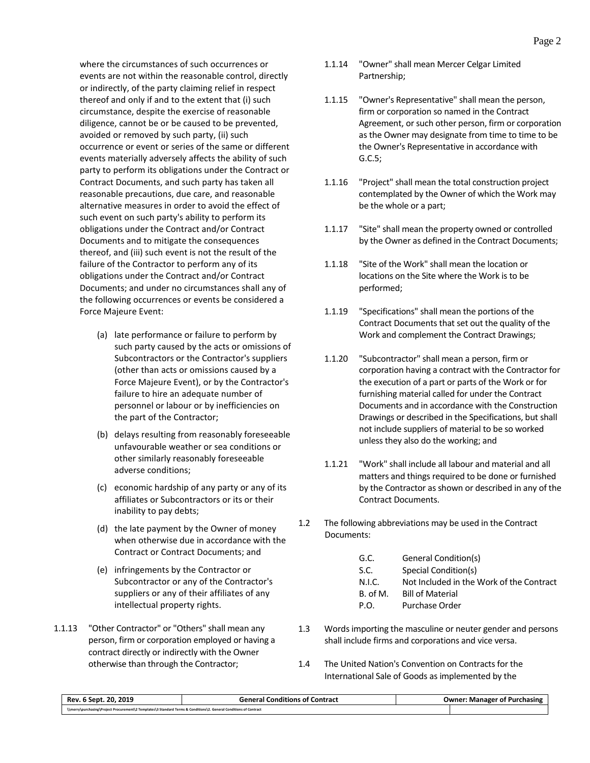where the circumstances of such occurrences or events are not within the reasonable control, directly or indirectly, of the party claiming relief in respect thereof and only if and to the extent that (i) such circumstance, despite the exercise of reasonable diligence, cannot be or be caused to be prevented, avoided or removed by such party, (ii) such occurrence or event or series of the same or different events materially adversely affects the ability of such party to perform its obligations under the Contract or Contract Documents, and such party has taken all reasonable precautions, due care, and reasonable alternative measures in order to avoid the effect of such event on such party's ability to perform its obligations under the Contract and/or Contract Documents and to mitigate the consequences thereof, and (iii) such event is not the result of the failure of the Contractor to perform any of its obligations under the Contract and/or Contract Documents; and under no circumstances shall any of the following occurrences or events be considered a Force Majeure Event:

(a) late performance or failure to perform by such party caused by the acts or omissions of Subcontractors or the Contractor's suppliers (other than acts or omissions caused by a Force Majeure Event), or by the Contractor's failure to hire an adequate number of personnel or labour or by inefficiencies on the part of the Contractor;

(b) delays resulting from reasonably foreseeable unfavourable weather or sea conditions or other similarly reasonably foreseeable adverse conditions;

(c) economic hardship of any party or any of its affiliates or Subcontractors or its or their inability to pay debts;

(d) the late payment by the Owner of money when otherwise due in accordance with the Contract or Contract Documents; and

(e) infringements by the Contractor or Subcontractor or any of the Contractor's suppliers or any of their affiliates of any intellectual property rights.

1.1.13 "Other Contractor" or "Others" shall mean any person, firm or corporation employed or having a contract directly or indirectly with the Owner otherwise than through the Contractor;

1.1.14 "Owner" shall mean Mercer Celgar Limited Partnership;

1.1.15 "Owner's Representative" shall mean the person, firm or corporation so named in the Contract Agreement, or such other person, firm or corporation as the Owner may designate from time to time to be the Owner's Representative in accordance with G.C.5;

1.1.16 "Project" shall mean the total construction project contemplated by the Owner of which the Work may be the whole or a part;

1.1.17 "Site" shall mean the property owned or controlled by the Owner as defined in the Contract Documents;

1.1.18 "Site of the Work" shall mean the location or locations on the Site where the Work is to be performed;

1.1.19 "Specifications" shall mean the portions of the Contract Documents that set out the quality of the Work and complement the Contract Drawings;

1.1.20 "Subcontractor" shall mean a person, firm or corporation having a contract with the Contractor for the execution of a part or parts of the Work or for furnishing material called for under the Contract Documents and in accordance with the Construction Drawings or described in the Specifications, but shall not include suppliers of material to be so worked unless they also do the working; and

1.1.21 "Work" shall include all labour and material and all matters and things required to be done or furnished by the Contractor as shown or described in any of the Contract Documents.

1.2 The following abbreviations may be used in the Contract Documents:

| | |
|---|---|
| G.C. | General Condition(s) |
| S.C. | Special Condition(s) |
| N.I.C. | Not Included in the Work of the Contract |
| B. of M. | Bill of Material |
| P.O. | Purchase Order |

1.3 Words importing the masculine or neuter gender and persons shall include firms and corporations and vice versa.

1.4 The United Nation's Convention on Contracts for the International Sale of Goods as implemented by the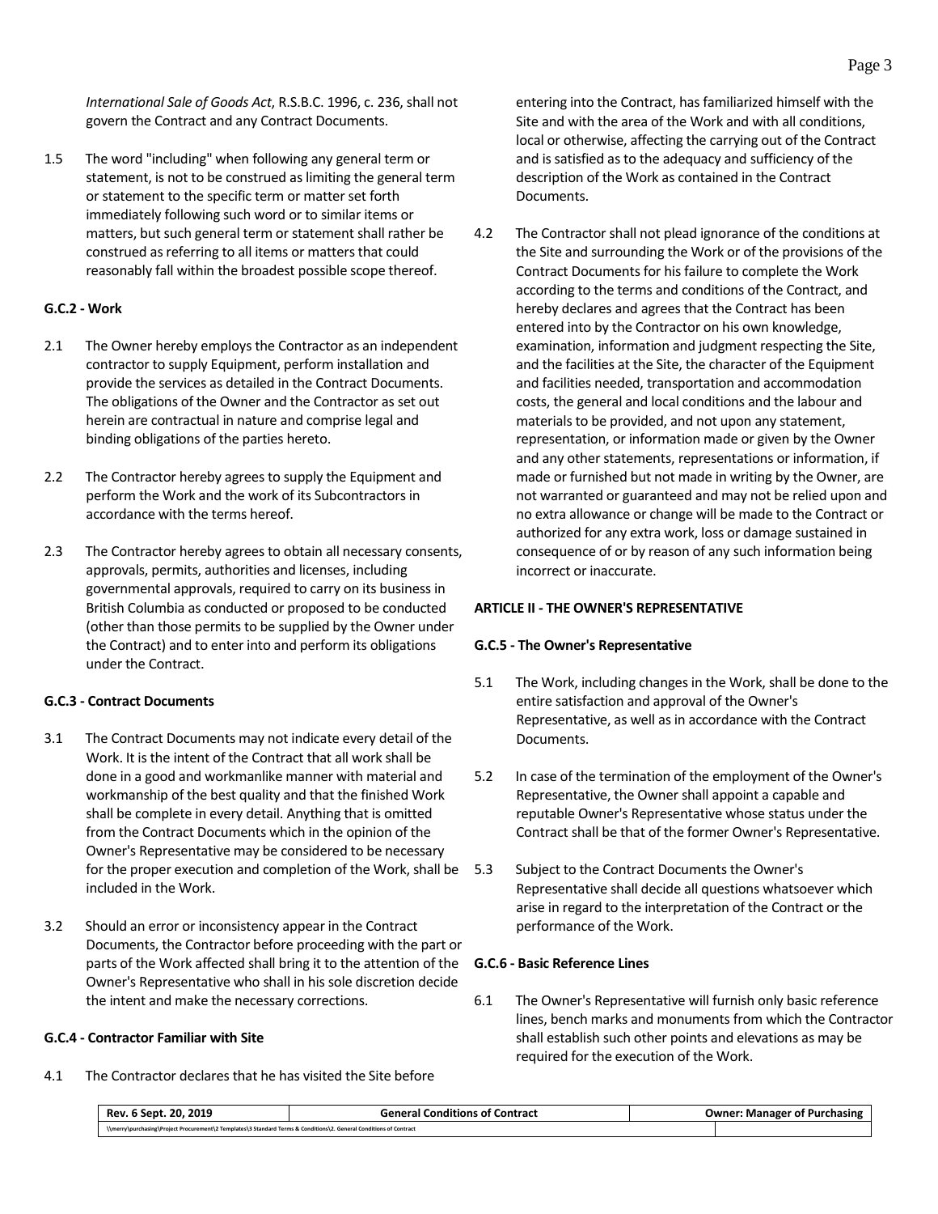*International Sale of Goods Act*, R.S.B.C. 1996, c. 236, shall not govern the Contract and any Contract Documents.

1.5 The word "including" when following any general term or statement, is not to be construed as limiting the general term or statement to the specific term or matter set forth immediately following such word or to similar items or matters, but such general term or statement shall rather be construed as referring to all items or matters that could reasonably fall within the broadest possible scope thereof.

**G.C.2 - Work**

2.1 The Owner hereby employs the Contractor as an independent contractor to supply Equipment, perform installation and provide the services as detailed in the Contract Documents. The obligations of the Owner and the Contractor as set out herein are contractual in nature and comprise legal and binding obligations of the parties hereto.

2.2 The Contractor hereby agrees to supply the Equipment and perform the Work and the work of its Subcontractors in accordance with the terms hereof.

2.3 The Contractor hereby agrees to obtain all necessary consents, approvals, permits, authorities and licenses, including governmental approvals, required to carry on its business in British Columbia as conducted or proposed to be conducted (other than those permits to be supplied by the Owner under the Contract) and to enter into and perform its obligations under the Contract.

**G.C.3 - Contract Documents**

3.1 The Contract Documents may not indicate every detail of the Work. It is the intent of the Contract that all work shall be done in a good and workmanlike manner with material and workmanship of the best quality and that the finished Work shall be complete in every detail. Anything that is omitted from the Contract Documents which in the opinion of the Owner's Representative may be considered to be necessary for the proper execution and completion of the Work, shall be included in the Work.

3.2 Should an error or inconsistency appear in the Contract Documents, the Contractor before proceeding with the part or parts of the Work affected shall bring it to the attention of the Owner's Representative who shall in his sole discretion decide the intent and make the necessary corrections.

**G.C.4 - Contractor Familiar with Site**

4.1 The Contractor declares that he has visited the Site before entering into the Contract, has familiarized himself with the Site and with the area of the Work and with all conditions, local or otherwise, affecting the carrying out of the Contract and is satisfied as to the adequacy and sufficiency of the description of the Work as contained in the Contract Documents.

4.2 The Contractor shall not plead ignorance of the conditions at the Site and surrounding the Work or of the provisions of the Contract Documents for his failure to complete the Work according to the terms and conditions of the Contract, and hereby declares and agrees that the Contract has been entered into by the Contractor on his own knowledge, examination, information and judgment respecting the Site, and the facilities at the Site, the character of the Equipment and facilities needed, transportation and accommodation costs, the general and local conditions and the labour and materials to be provided, and not upon any statement, representation, or information made or given by the Owner and any other statements, representations or information, if made or furnished but not made in writing by the Owner, are not warranted or guaranteed and may not be relied upon and no extra allowance or change will be made to the Contract or authorized for any extra work, loss or damage sustained in consequence of or by reason of any such information being incorrect or inaccurate.

**ARTICLE II - THE OWNER'S REPRESENTATIVE**

**G.C.5 - The Owner's Representative**

5.1 The Work, including changes in the Work, shall be done to the entire satisfaction and approval of the Owner's Representative, as well as in accordance with the Contract Documents.

5.2 In case of the termination of the employment of the Owner's Representative, the Owner shall appoint a capable and reputable Owner's Representative whose status under the Contract shall be that of the former Owner's Representative.

5.3 Subject to the Contract Documents the Owner's Representative shall decide all questions whatsoever which arise in regard to the interpretation of the Contract or the performance of the Work.

**G.C.6 - Basic Reference Lines**

6.1 The Owner's Representative will furnish only basic reference lines, bench marks and monuments from which the Contractor shall establish such other points and elevations as may be required for the execution of the Work.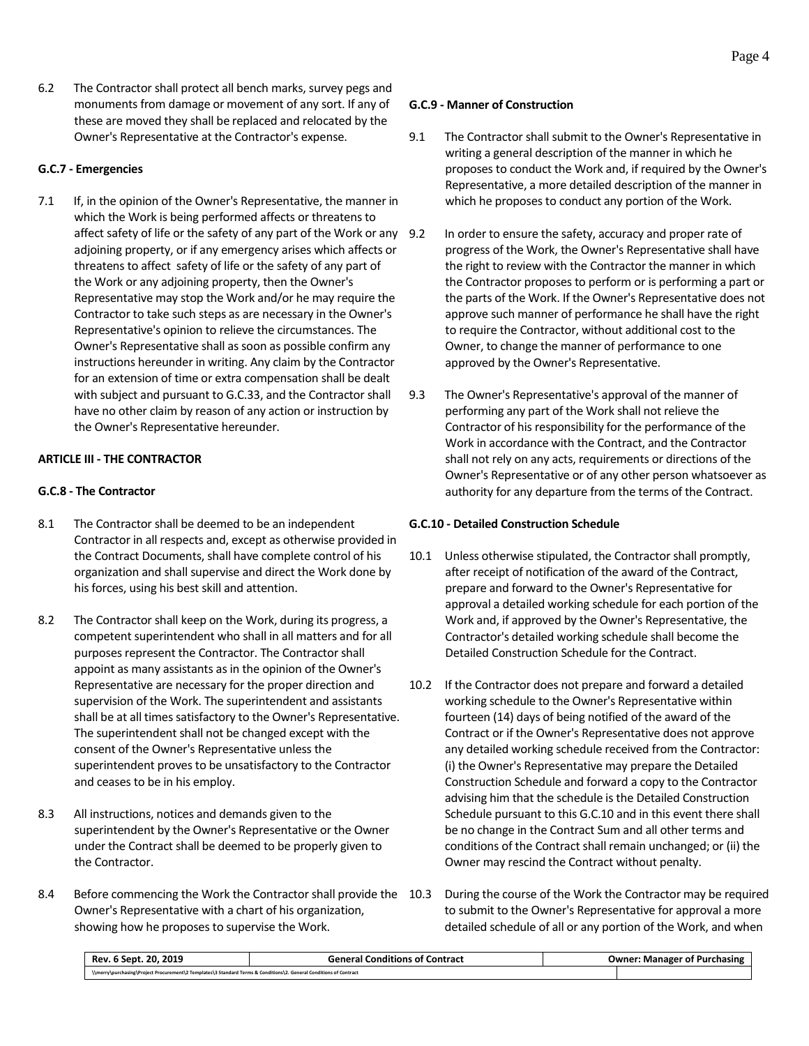6.2 The Contractor shall protect all bench marks, survey pegs and monuments from damage or movement of any sort. If any of these are moved they shall be replaced and relocated by the Owner's Representative at the Contractor's expense.

**G.C.7 - Emergencies**

7.1 If, in the opinion of the Owner's Representative, the manner in which the Work is being performed affects or threatens to affect safety of life or the safety of any part of the Work or any adjoining property, or if any emergency arises which affects or threatens to affect safety of life or the safety of any part of the Work or any adjoining property, then the Owner's Representative may stop the Work and/or he may require the Contractor to take such steps as are necessary in the Owner's Representative's opinion to relieve the circumstances. The Owner's Representative shall as soon as possible confirm any instructions hereunder in writing. Any claim by the Contractor for an extension of time or extra compensation shall be dealt with subject and pursuant to G.C.33, and the Contractor shall have no other claim by reason of any action or instruction by the Owner's Representative hereunder.

**ARTICLE III - THE CONTRACTOR**

**G.C.8 - The Contractor**

8.1 The Contractor shall be deemed to be an independent Contractor in all respects and, except as otherwise provided in the Contract Documents, shall have complete control of his organization and shall supervise and direct the Work done by his forces, using his best skill and attention.

8.2 The Contractor shall keep on the Work, during its progress, a competent superintendent who shall in all matters and for all purposes represent the Contractor. The Contractor shall appoint as many assistants as in the opinion of the Owner's Representative are necessary for the proper direction and supervision of the Work. The superintendent and assistants shall be at all times satisfactory to the Owner's Representative. The superintendent shall not be changed except with the consent of the Owner's Representative unless the superintendent proves to be unsatisfactory to the Contractor and ceases to be in his employ.

8.3 All instructions, notices and demands given to the superintendent by the Owner's Representative or the Owner under the Contract shall be deemed to be properly given to the Contractor.

8.4 Before commencing the Work the Contractor shall provide the Owner's Representative with a chart of his organization, showing how he proposes to supervise the Work.

**G.C.9 - Manner of Construction**

9.1 The Contractor shall submit to the Owner's Representative in writing a general description of the manner in which he proposes to conduct the Work and, if required by the Owner's Representative, a more detailed description of the manner in which he proposes to conduct any portion of the Work.

9.2 In order to ensure the safety, accuracy and proper rate of progress of the Work, the Owner's Representative shall have the right to review with the Contractor the manner in which the Contractor proposes to perform or is performing a part or the parts of the Work. If the Owner's Representative does not approve such manner of performance he shall have the right to require the Contractor, without additional cost to the Owner, to change the manner of performance to one approved by the Owner's Representative.

9.3 The Owner's Representative's approval of the manner of performing any part of the Work shall not relieve the Contractor of his responsibility for the performance of the Work in accordance with the Contract, and the Contractor shall not rely on any acts, requirements or directions of the Owner's Representative or of any other person whatsoever as authority for any departure from the terms of the Contract.

**G.C.10 - Detailed Construction Schedule**

10.1 Unless otherwise stipulated, the Contractor shall promptly, after receipt of notification of the award of the Contract, prepare and forward to the Owner's Representative for approval a detailed working schedule for each portion of the Work and, if approved by the Owner's Representative, the Contractor's detailed working schedule shall become the Detailed Construction Schedule for the Contract.

10.2 If the Contractor does not prepare and forward a detailed working schedule to the Owner's Representative within fourteen (14) days of being notified of the award of the Contract or if the Owner's Representative does not approve any detailed working schedule received from the Contractor: (i) the Owner's Representative may prepare the Detailed Construction Schedule and forward a copy to the Contractor advising him that the schedule is the Detailed Construction Schedule pursuant to this G.C.10 and in this event there shall be no change in the Contract Sum and all other terms and conditions of the Contract shall remain unchanged; or (ii) the Owner may rescind the Contract without penalty.

10.3 During the course of the Work the Contractor may be required to submit to the Owner's Representative for approval a more detailed schedule of all or any portion of the Work, and when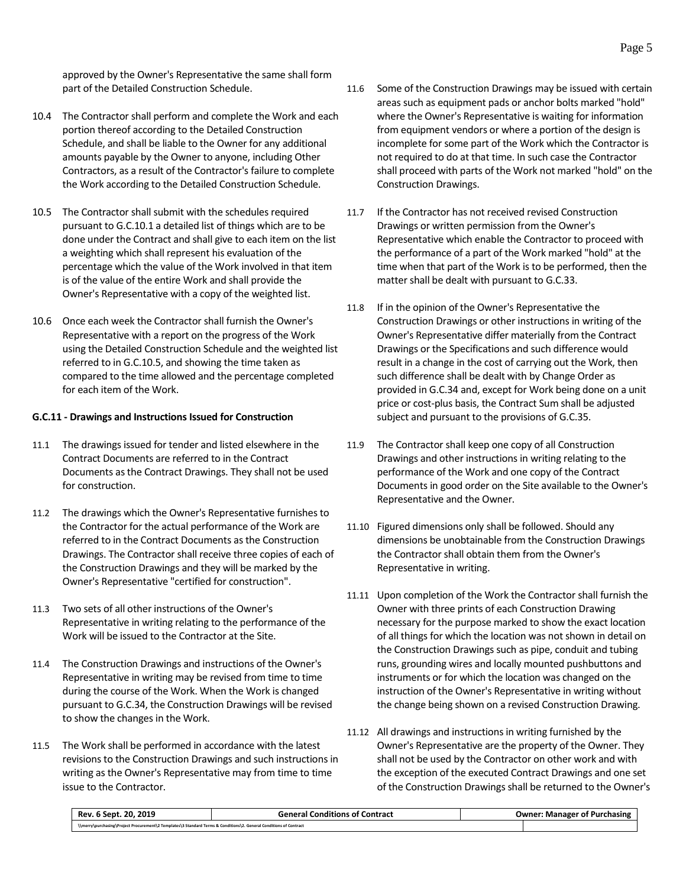approved by the Owner's Representative the same shall form part of the Detailed Construction Schedule.

10.4 The Contractor shall perform and complete the Work and each portion thereof according to the Detailed Construction Schedule, and shall be liable to the Owner for any additional amounts payable by the Owner to anyone, including Other Contractors, as a result of the Contractor's failure to complete the Work according to the Detailed Construction Schedule.

10.5 The Contractor shall submit with the schedules required pursuant to G.C.10.1 a detailed list of things which are to be done under the Contract and shall give to each item on the list a weighting which shall represent his evaluation of the percentage which the value of the Work involved in that item is of the value of the entire Work and shall provide the Owner's Representative with a copy of the weighted list.

10.6 Once each week the Contractor shall furnish the Owner's Representative with a report on the progress of the Work using the Detailed Construction Schedule and the weighted list referred to in G.C.10.5, and showing the time taken as compared to the time allowed and the percentage completed for each item of the Work.

**G.C.11 - Drawings and Instructions Issued for Construction**

11.1 The drawings issued for tender and listed elsewhere in the Contract Documents are referred to in the Contract Documents as the Contract Drawings. They shall not be used for construction.

11.2 The drawings which the Owner's Representative furnishes to the Contractor for the actual performance of the Work are referred to in the Contract Documents as the Construction Drawings. The Contractor shall receive three copies of each of the Construction Drawings and they will be marked by the Owner's Representative "certified for construction".

11.3 Two sets of all other instructions of the Owner's Representative in writing relating to the performance of the Work will be issued to the Contractor at the Site.

11.4 The Construction Drawings and instructions of the Owner's Representative in writing may be revised from time to time during the course of the Work. When the Work is changed pursuant to G.C.34, the Construction Drawings will be revised to show the changes in the Work.

11.5 The Work shall be performed in accordance with the latest revisions to the Construction Drawings and such instructions in writing as the Owner's Representative may from time to time issue to the Contractor.

11.6 Some of the Construction Drawings may be issued with certain areas such as equipment pads or anchor bolts marked "hold" where the Owner's Representative is waiting for information from equipment vendors or where a portion of the design is incomplete for some part of the Work which the Contractor is not required to do at that time. In such case the Contractor shall proceed with parts of the Work not marked "hold" on the Construction Drawings.

11.7 If the Contractor has not received revised Construction Drawings or written permission from the Owner's Representative which enable the Contractor to proceed with the performance of a part of the Work marked "hold" at the time when that part of the Work is to be performed, then the matter shall be dealt with pursuant to G.C.33.

11.8 If in the opinion of the Owner's Representative the Construction Drawings or other instructions in writing of the Owner's Representative differ materially from the Contract Drawings or the Specifications and such difference would result in a change in the cost of carrying out the Work, then such difference shall be dealt with by Change Order as provided in G.C.34 and, except for Work being done on a unit price or cost-plus basis, the Contract Sum shall be adjusted subject and pursuant to the provisions of G.C.35.

11.9 The Contractor shall keep one copy of all Construction Drawings and other instructions in writing relating to the performance of the Work and one copy of the Contract Documents in good order on the Site available to the Owner's Representative and the Owner.

11.10 Figured dimensions only shall be followed. Should any dimensions be unobtainable from the Construction Drawings the Contractor shall obtain them from the Owner's Representative in writing.

11.11 Upon completion of the Work the Contractor shall furnish the Owner with three prints of each Construction Drawing necessary for the purpose marked to show the exact location of all things for which the location was not shown in detail on the Construction Drawings such as pipe, conduit and tubing runs, grounding wires and locally mounted pushbuttons and instruments or for which the location was changed on the instruction of the Owner's Representative in writing without the change being shown on a revised Construction Drawing.

11.12 All drawings and instructions in writing furnished by the Owner's Representative are the property of the Owner. They shall not be used by the Contractor on other work and with the exception of the executed Contract Drawings and one set of the Construction Drawings shall be returned to the Owner's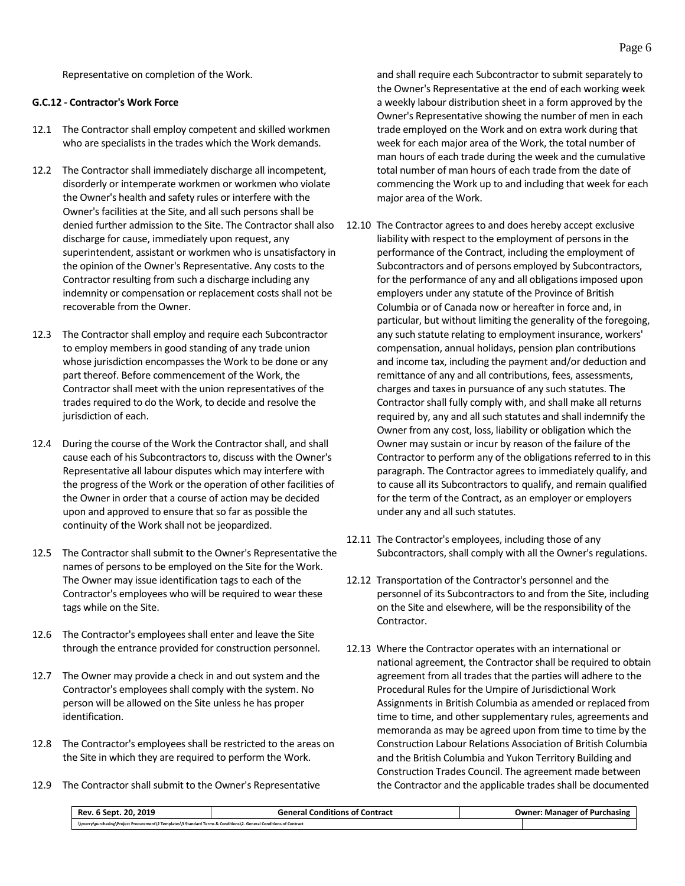Representative on completion of the Work.

**G.C.12 - Contractor's Work Force**

12.1 The Contractor shall employ competent and skilled workmen who are specialists in the trades which the Work demands.

12.2 The Contractor shall immediately discharge all incompetent, disorderly or intemperate workmen or workmen who violate the Owner's health and safety rules or interfere with the Owner's facilities at the Site, and all such persons shall be denied further admission to the Site. The Contractor shall also discharge for cause, immediately upon request, any superintendent, assistant or workmen who is unsatisfactory in the opinion of the Owner's Representative. Any costs to the Contractor resulting from such a discharge including any indemnity or compensation or replacement costs shall not be recoverable from the Owner.

12.3 The Contractor shall employ and require each Subcontractor to employ members in good standing of any trade union whose jurisdiction encompasses the Work to be done or any part thereof. Before commencement of the Work, the Contractor shall meet with the union representatives of the trades required to do the Work, to decide and resolve the jurisdiction of each.

12.4 During the course of the Work the Contractor shall, and shall cause each of his Subcontractors to, discuss with the Owner's Representative all labour disputes which may interfere with the progress of the Work or the operation of other facilities of the Owner in order that a course of action may be decided upon and approved to ensure that so far as possible the continuity of the Work shall not be jeopardized.

12.5 The Contractor shall submit to the Owner's Representative the names of persons to be employed on the Site for the Work. The Owner may issue identification tags to each of the Contractor's employees who will be required to wear these tags while on the Site.

12.6 The Contractor's employees shall enter and leave the Site through the entrance provided for construction personnel.

12.7 The Owner may provide a check in and out system and the Contractor's employees shall comply with the system. No person will be allowed on the Site unless he has proper identification.

12.8 The Contractor's employees shall be restricted to the areas on the Site in which they are required to perform the Work.

12.9 The Contractor shall submit to the Owner's Representative and shall require each Subcontractor to submit separately to the Owner's Representative at the end of each working week a weekly labour distribution sheet in a form approved by the Owner's Representative showing the number of men in each trade employed on the Work and on extra work during that week for each major area of the Work, the total number of man hours of each trade during the week and the cumulative total number of man hours of each trade from the date of commencing the Work up to and including that week for each major area of the Work.

12.10 The Contractor agrees to and does hereby accept exclusive liability with respect to the employment of persons in the performance of the Contract, including the employment of Subcontractors and of persons employed by Subcontractors, for the performance of any and all obligations imposed upon employers under any statute of the Province of British Columbia or of Canada now or hereafter in force and, in particular, but without limiting the generality of the foregoing, any such statute relating to employment insurance, workers' compensation, annual holidays, pension plan contributions and income tax, including the payment and/or deduction and remittance of any and all contributions, fees, assessments, charges and taxes in pursuance of any such statutes. The Contractor shall fully comply with, and shall make all returns required by, any and all such statutes and shall indemnify the Owner from any cost, loss, liability or obligation which the Owner may sustain or incur by reason of the failure of the Contractor to perform any of the obligations referred to in this paragraph. The Contractor agrees to immediately qualify, and to cause all its Subcontractors to qualify, and remain qualified for the term of the Contract, as an employer or employers under any and all such statutes.

12.11 The Contractor's employees, including those of any Subcontractors, shall comply with all the Owner's regulations.

12.12 Transportation of the Contractor's personnel and the personnel of its Subcontractors to and from the Site, including on the Site and elsewhere, will be the responsibility of the Contractor.

12.13 Where the Contractor operates with an international or national agreement, the Contractor shall be required to obtain agreement from all trades that the parties will adhere to the Procedural Rules for the Umpire of Jurisdictional Work Assignments in British Columbia as amended or replaced from time to time, and other supplementary rules, agreements and memoranda as may be agreed upon from time to time by the Construction Labour Relations Association of British Columbia and the British Columbia and Yukon Territory Building and Construction Trades Council. The agreement made between the Contractor and the applicable trades shall be documented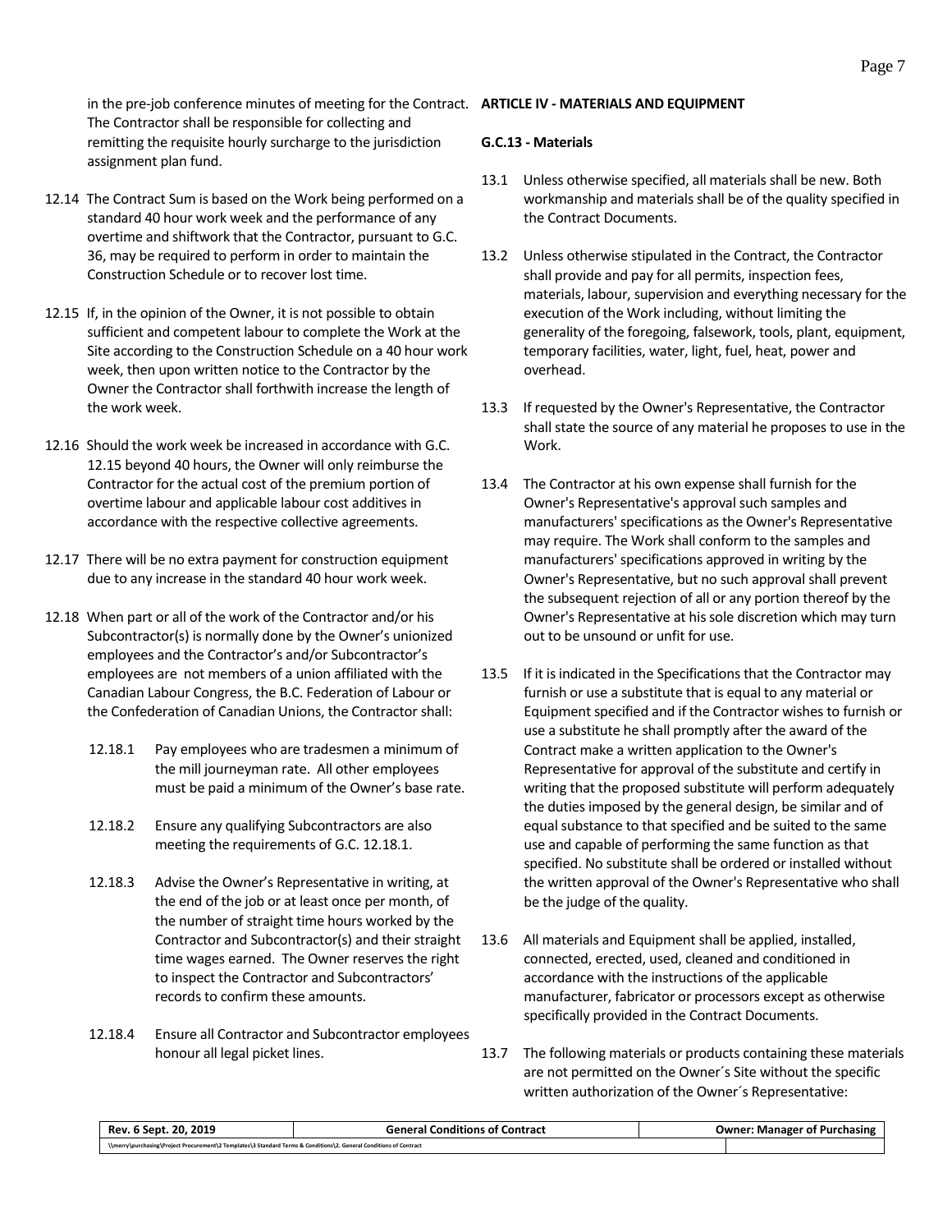in the pre-job conference minutes of meeting for the Contract. The Contractor shall be responsible for collecting and remitting the requisite hourly surcharge to the jurisdiction assignment plan fund.

12.14 The Contract Sum is based on the Work being performed on a standard 40 hour work week and the performance of any overtime and shiftwork that the Contractor, pursuant to G.C. 36, may be required to perform in order to maintain the Construction Schedule or to recover lost time.

12.15 If, in the opinion of the Owner, it is not possible to obtain sufficient and competent labour to complete the Work at the Site according to the Construction Schedule on a 40 hour work week, then upon written notice to the Contractor by the Owner the Contractor shall forthwith increase the length of the work week.

12.16 Should the work week be increased in accordance with G.C. 12.15 beyond 40 hours, the Owner will only reimburse the Contractor for the actual cost of the premium portion of overtime labour and applicable labour cost additives in accordance with the respective collective agreements.

12.17 There will be no extra payment for construction equipment due to any increase in the standard 40 hour work week.

12.18 When part or all of the work of the Contractor and/or his Subcontractor(s) is normally done by the Owner's unionized employees and the Contractor's and/or Subcontractor's employees are not members of a union affiliated with the Canadian Labour Congress, the B.C. Federation of Labour or the Confederation of Canadian Unions, the Contractor shall:

12.18.1 Pay employees who are tradesmen a minimum of the mill journeyman rate. All other employees must be paid a minimum of the Owner's base rate.

12.18.2 Ensure any qualifying Subcontractors are also meeting the requirements of G.C. 12.18.1.

12.18.3 Advise the Owner's Representative in writing, at the end of the job or at least once per month, of the number of straight time hours worked by the Contractor and Subcontractor(s) and their straight time wages earned. The Owner reserves the right to inspect the Contractor and Subcontractors' records to confirm these amounts.

12.18.4 Ensure all Contractor and Subcontractor employees honour all legal picket lines.

## ARTICLE IV - MATERIALS AND EQUIPMENT

### G.C.13 - Materials

13.1 Unless otherwise specified, all materials shall be new. Both workmanship and materials shall be of the quality specified in the Contract Documents.

13.2 Unless otherwise stipulated in the Contract, the Contractor shall provide and pay for all permits, inspection fees, materials, labour, supervision and everything necessary for the execution of the Work including, without limiting the generality of the foregoing, falsework, tools, plant, equipment, temporary facilities, water, light, fuel, heat, power and overhead.

13.3 If requested by the Owner's Representative, the Contractor shall state the source of any material he proposes to use in the Work.

13.4 The Contractor at his own expense shall furnish for the Owner's Representative's approval such samples and manufacturers' specifications as the Owner's Representative may require. The Work shall conform to the samples and manufacturers' specifications approved in writing by the Owner's Representative, but no such approval shall prevent the subsequent rejection of all or any portion thereof by the Owner's Representative at his sole discretion which may turn out to be unsound or unfit for use.

13.5 If it is indicated in the Specifications that the Contractor may furnish or use a substitute that is equal to any material or Equipment specified and if the Contractor wishes to furnish or use a substitute he shall promptly after the award of the Contract make a written application to the Owner's Representative for approval of the substitute and certify in writing that the proposed substitute will perform adequately the duties imposed by the general design, be similar and of equal substance to that specified and be suited to the same use and capable of performing the same function as that specified. No substitute shall be ordered or installed without the written approval of the Owner's Representative who shall be the judge of the quality.

13.6 All materials and Equipment shall be applied, installed, connected, erected, used, cleaned and conditioned in accordance with the instructions of the applicable manufacturer, fabricator or processors except as otherwise specifically provided in the Contract Documents.

13.7 The following materials or products containing these materials are not permitted on the Owner´s Site without the specific written authorization of the Owner´s Representative: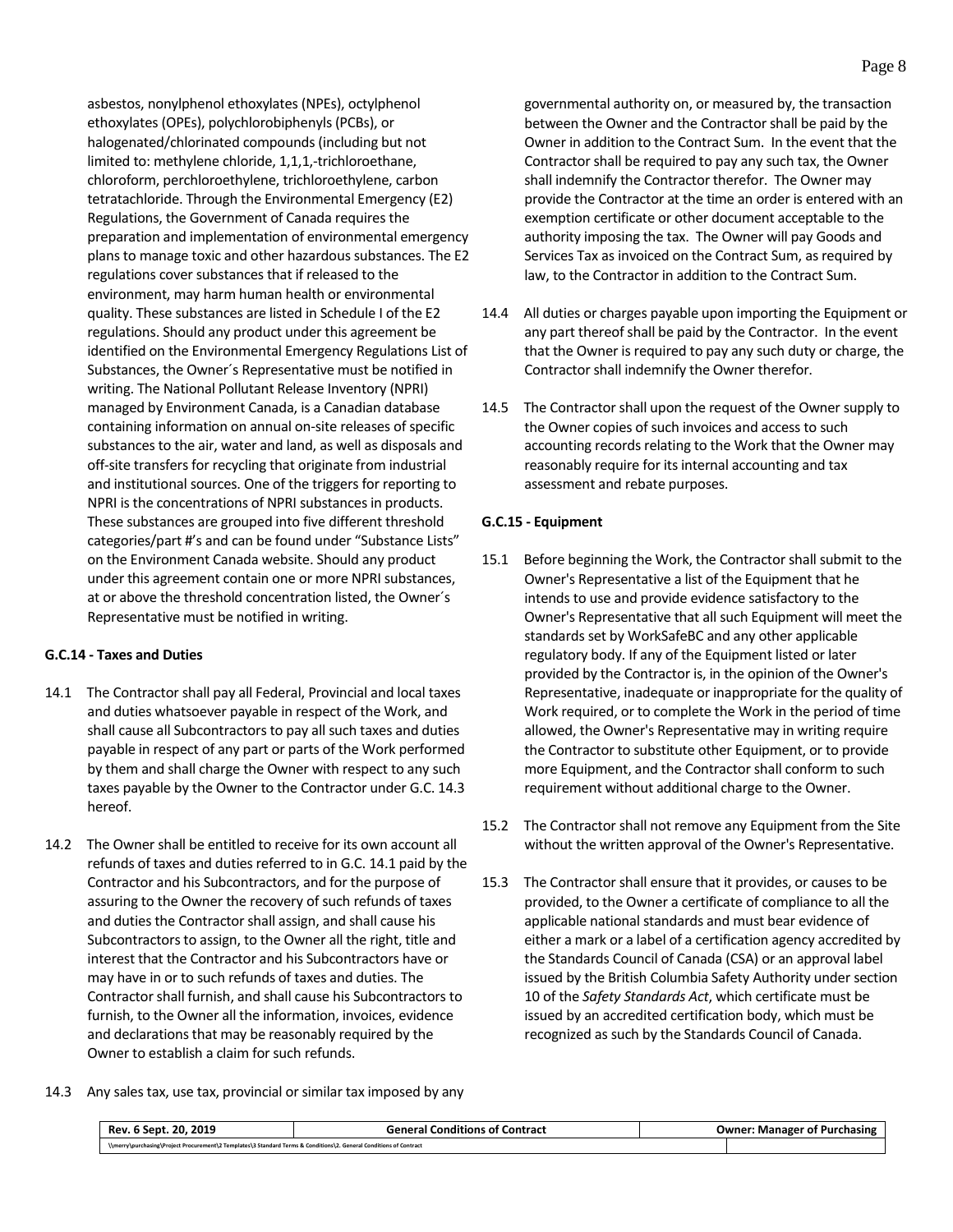asbestos, nonylphenol ethoxylates (NPEs), octylphenol ethoxylates (OPEs), polychlorobiphenyls (PCBs), or halogenated/chlorinated compounds (including but not limited to: methylene chloride, 1,1,1,-trichloroethane, chloroform, perchloroethylene, trichloroethylene, carbon tetratachloride. Through the Environmental Emergency (E2) Regulations, the Government of Canada requires the preparation and implementation of environmental emergency plans to manage toxic and other hazardous substances. The E2 regulations cover substances that if released to the environment, may harm human health or environmental quality. These substances are listed in Schedule I of the E2 regulations. Should any product under this agreement be identified on the Environmental Emergency Regulations List of Substances, the Owner´s Representative must be notified in writing. The National Pollutant Release Inventory (NPRI) managed by Environment Canada, is a Canadian database containing information on annual on-site releases of specific substances to the air, water and land, as well as disposals and off-site transfers for recycling that originate from industrial and institutional sources. One of the triggers for reporting to NPRI is the concentrations of NPRI substances in products. These substances are grouped into five different threshold categories/part #'s and can be found under "Substance Lists" on the Environment Canada website. Should any product under this agreement contain one or more NPRI substances, at or above the threshold concentration listed, the Owner´s Representative must be notified in writing.

**G.C.14 - Taxes and Duties**

14.1 The Contractor shall pay all Federal, Provincial and local taxes and duties whatsoever payable in respect of the Work, and shall cause all Subcontractors to pay all such taxes and duties payable in respect of any part or parts of the Work performed by them and shall charge the Owner with respect to any such taxes payable by the Owner to the Contractor under G.C. 14.3 hereof.

14.2 The Owner shall be entitled to receive for its own account all refunds of taxes and duties referred to in G.C. 14.1 paid by the Contractor and his Subcontractors, and for the purpose of assuring to the Owner the recovery of such refunds of taxes and duties the Contractor shall assign, and shall cause his Subcontractors to assign, to the Owner all the right, title and interest that the Contractor and his Subcontractors have or may have in or to such refunds of taxes and duties. The Contractor shall furnish, and shall cause his Subcontractors to furnish, to the Owner all the information, invoices, evidence and declarations that may be reasonably required by the Owner to establish a claim for such refunds.

14.3 Any sales tax, use tax, provincial or similar tax imposed by any governmental authority on, or measured by, the transaction between the Owner and the Contractor shall be paid by the Owner in addition to the Contract Sum. In the event that the Contractor shall be required to pay any such tax, the Owner shall indemnify the Contractor therefor. The Owner may provide the Contractor at the time an order is entered with an exemption certificate or other document acceptable to the authority imposing the tax. The Owner will pay Goods and Services Tax as invoiced on the Contract Sum, as required by law, to the Contractor in addition to the Contract Sum.

14.4 All duties or charges payable upon importing the Equipment or any part thereof shall be paid by the Contractor. In the event that the Owner is required to pay any such duty or charge, the Contractor shall indemnify the Owner therefor.

14.5 The Contractor shall upon the request of the Owner supply to the Owner copies of such invoices and access to such accounting records relating to the Work that the Owner may reasonably require for its internal accounting and tax assessment and rebate purposes.

**G.C.15 - Equipment**

15.1 Before beginning the Work, the Contractor shall submit to the Owner's Representative a list of the Equipment that he intends to use and provide evidence satisfactory to the Owner's Representative that all such Equipment will meet the standards set by WorkSafeBC and any other applicable regulatory body. If any of the Equipment listed or later provided by the Contractor is, in the opinion of the Owner's Representative, inadequate or inappropriate for the quality of Work required, or to complete the Work in the period of time allowed, the Owner's Representative may in writing require the Contractor to substitute other Equipment, or to provide more Equipment, and the Contractor shall conform to such requirement without additional charge to the Owner.

15.2 The Contractor shall not remove any Equipment from the Site without the written approval of the Owner's Representative.

15.3 The Contractor shall ensure that it provides, or causes to be provided, to the Owner a certificate of compliance to all the applicable national standards and must bear evidence of either a mark or a label of a certification agency accredited by the Standards Council of Canada (CSA) or an approval label issued by the British Columbia Safety Authority under section 10 of the *Safety Standards Act*, which certificate must be issued by an accredited certification body, which must be recognized as such by the Standards Council of Canada.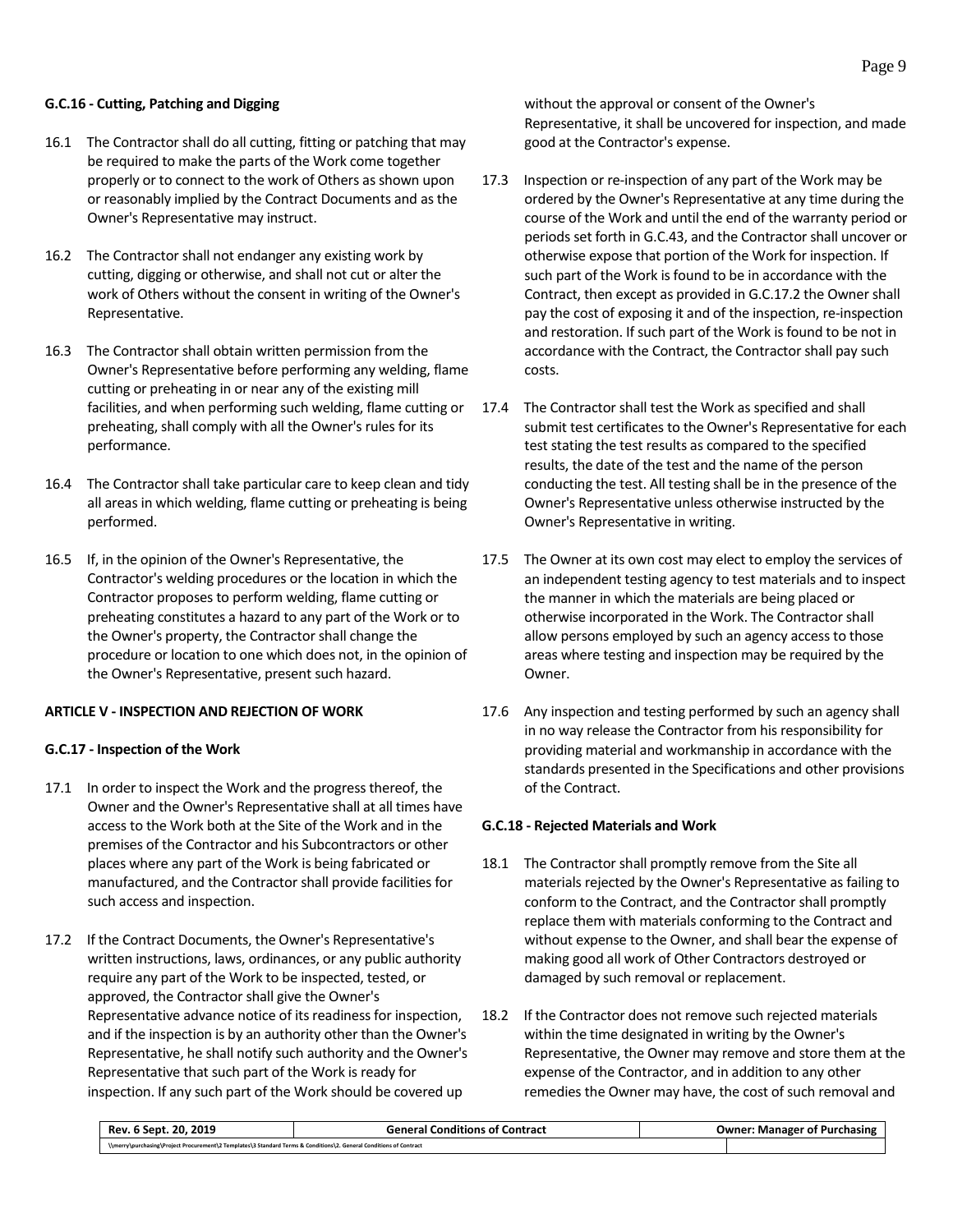**G.C.16 - Cutting, Patching and Digging**

16.1 The Contractor shall do all cutting, fitting or patching that may be required to make the parts of the Work come together properly or to connect to the work of Others as shown upon or reasonably implied by the Contract Documents and as the Owner's Representative may instruct.

16.2 The Contractor shall not endanger any existing work by cutting, digging or otherwise, and shall not cut or alter the work of Others without the consent in writing of the Owner's Representative.

16.3 The Contractor shall obtain written permission from the Owner's Representative before performing any welding, flame cutting or preheating in or near any of the existing mill facilities, and when performing such welding, flame cutting or preheating, shall comply with all the Owner's rules for its performance.

16.4 The Contractor shall take particular care to keep clean and tidy all areas in which welding, flame cutting or preheating is being performed.

16.5 If, in the opinion of the Owner's Representative, the Contractor's welding procedures or the location in which the Contractor proposes to perform welding, flame cutting or preheating constitutes a hazard to any part of the Work or to the Owner's property, the Contractor shall change the procedure or location to one which does not, in the opinion of the Owner's Representative, present such hazard.

**ARTICLE V - INSPECTION AND REJECTION OF WORK**

**G.C.17 - Inspection of the Work**

17.1 In order to inspect the Work and the progress thereof, the Owner and the Owner's Representative shall at all times have access to the Work both at the Site of the Work and in the premises of the Contractor and his Subcontractors or other places where any part of the Work is being fabricated or manufactured, and the Contractor shall provide facilities for such access and inspection.

17.2 If the Contract Documents, the Owner's Representative's written instructions, laws, ordinances, or any public authority require any part of the Work to be inspected, tested, or approved, the Contractor shall give the Owner's Representative advance notice of its readiness for inspection, and if the inspection is by an authority other than the Owner's Representative, he shall notify such authority and the Owner's Representative that such part of the Work is ready for inspection. If any such part of the Work should be covered up without the approval or consent of the Owner's Representative, it shall be uncovered for inspection, and made good at the Contractor's expense.

17.3 Inspection or re-inspection of any part of the Work may be ordered by the Owner's Representative at any time during the course of the Work and until the end of the warranty period or periods set forth in G.C.43, and the Contractor shall uncover or otherwise expose that portion of the Work for inspection. If such part of the Work is found to be in accordance with the Contract, then except as provided in G.C.17.2 the Owner shall pay the cost of exposing it and of the inspection, re-inspection and restoration. If such part of the Work is found to be not in accordance with the Contract, the Contractor shall pay such costs.

17.4 The Contractor shall test the Work as specified and shall submit test certificates to the Owner's Representative for each test stating the test results as compared to the specified results, the date of the test and the name of the person conducting the test. All testing shall be in the presence of the Owner's Representative unless otherwise instructed by the Owner's Representative in writing.

17.5 The Owner at its own cost may elect to employ the services of an independent testing agency to test materials and to inspect the manner in which the materials are being placed or otherwise incorporated in the Work. The Contractor shall allow persons employed by such an agency access to those areas where testing and inspection may be required by the Owner.

17.6 Any inspection and testing performed by such an agency shall in no way release the Contractor from his responsibility for providing material and workmanship in accordance with the standards presented in the Specifications and other provisions of the Contract.

**G.C.18 - Rejected Materials and Work**

18.1 The Contractor shall promptly remove from the Site all materials rejected by the Owner's Representative as failing to conform to the Contract, and the Contractor shall promptly replace them with materials conforming to the Contract and without expense to the Owner, and shall bear the expense of making good all work of Other Contractors destroyed or damaged by such removal or replacement.

18.2 If the Contractor does not remove such rejected materials within the time designated in writing by the Owner's Representative, the Owner may remove and store them at the expense of the Contractor, and in addition to any other remedies the Owner may have, the cost of such removal and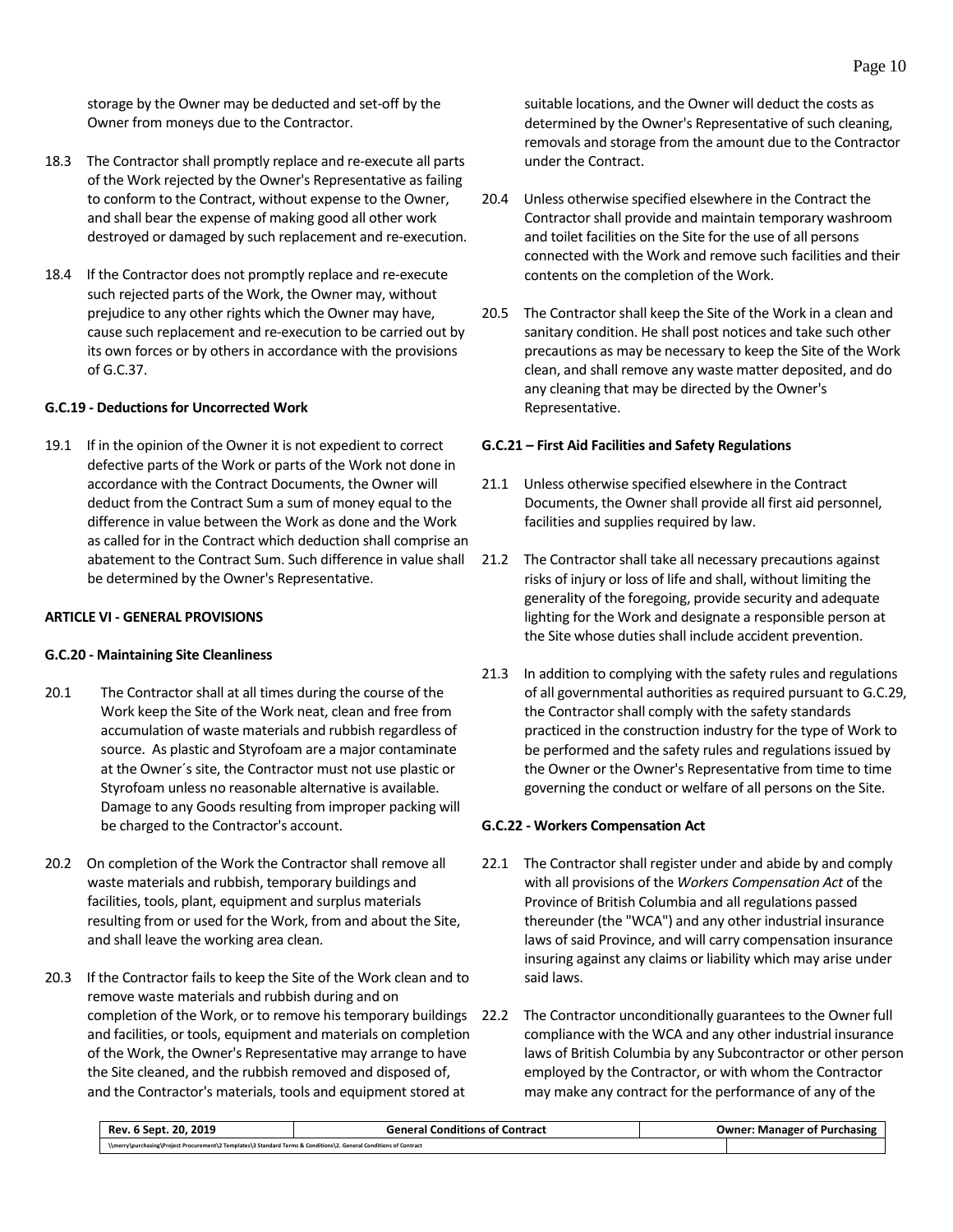storage by the Owner may be deducted and set-off by the Owner from moneys due to the Contractor.

18.3 The Contractor shall promptly replace and re-execute all parts of the Work rejected by the Owner's Representative as failing to conform to the Contract, without expense to the Owner, and shall bear the expense of making good all other work destroyed or damaged by such replacement and re-execution.

18.4 If the Contractor does not promptly replace and re-execute such rejected parts of the Work, the Owner may, without prejudice to any other rights which the Owner may have, cause such replacement and re-execution to be carried out by its own forces or by others in accordance with the provisions of G.C.37.

**G.C.19 - Deductions for Uncorrected Work**

19.1 If in the opinion of the Owner it is not expedient to correct defective parts of the Work or parts of the Work not done in accordance with the Contract Documents, the Owner will deduct from the Contract Sum a sum of money equal to the difference in value between the Work as done and the Work as called for in the Contract which deduction shall comprise an abatement to the Contract Sum. Such difference in value shall be determined by the Owner's Representative.

**ARTICLE VI - GENERAL PROVISIONS**

**G.C.20 - Maintaining Site Cleanliness**

20.1 The Contractor shall at all times during the course of the Work keep the Site of the Work neat, clean and free from accumulation of waste materials and rubbish regardless of source. As plastic and Styrofoam are a major contaminate at the Owner´s site, the Contractor must not use plastic or Styrofoam unless no reasonable alternative is available. Damage to any Goods resulting from improper packing will be charged to the Contractor's account.

20.2 On completion of the Work the Contractor shall remove all waste materials and rubbish, temporary buildings and facilities, tools, plant, equipment and surplus materials resulting from or used for the Work, from and about the Site, and shall leave the working area clean.

20.3 If the Contractor fails to keep the Site of the Work clean and to remove waste materials and rubbish during and on completion of the Work, or to remove his temporary buildings and facilities, or tools, equipment and materials on completion of the Work, the Owner's Representative may arrange to have the Site cleaned, and the rubbish removed and disposed of, and the Contractor's materials, tools and equipment stored at suitable locations, and the Owner will deduct the costs as determined by the Owner's Representative of such cleaning, removals and storage from the amount due to the Contractor under the Contract.

20.4 Unless otherwise specified elsewhere in the Contract the Contractor shall provide and maintain temporary washroom and toilet facilities on the Site for the use of all persons connected with the Work and remove such facilities and their contents on the completion of the Work.

20.5 The Contractor shall keep the Site of the Work in a clean and sanitary condition. He shall post notices and take such other precautions as may be necessary to keep the Site of the Work clean, and shall remove any waste matter deposited, and do any cleaning that may be directed by the Owner's Representative.

**G.C.21 – First Aid Facilities and Safety Regulations**

21.1 Unless otherwise specified elsewhere in the Contract Documents, the Owner shall provide all first aid personnel, facilities and supplies required by law.

21.2 The Contractor shall take all necessary precautions against risks of injury or loss of life and shall, without limiting the generality of the foregoing, provide security and adequate lighting for the Work and designate a responsible person at the Site whose duties shall include accident prevention.

21.3 In addition to complying with the safety rules and regulations of all governmental authorities as required pursuant to G.C.29, the Contractor shall comply with the safety standards practiced in the construction industry for the type of Work to be performed and the safety rules and regulations issued by the Owner or the Owner's Representative from time to time governing the conduct or welfare of all persons on the Site.

**G.C.22 - Workers Compensation Act**

22.1 The Contractor shall register under and abide by and comply with all provisions of the *Workers Compensation Act* of the Province of British Columbia and all regulations passed thereunder (the "WCA") and any other industrial insurance laws of said Province, and will carry compensation insurance insuring against any claims or liability which may arise under said laws.

22.2 The Contractor unconditionally guarantees to the Owner full compliance with the WCA and any other industrial insurance laws of British Columbia by any Subcontractor or other person employed by the Contractor, or with whom the Contractor may make any contract for the performance of any of the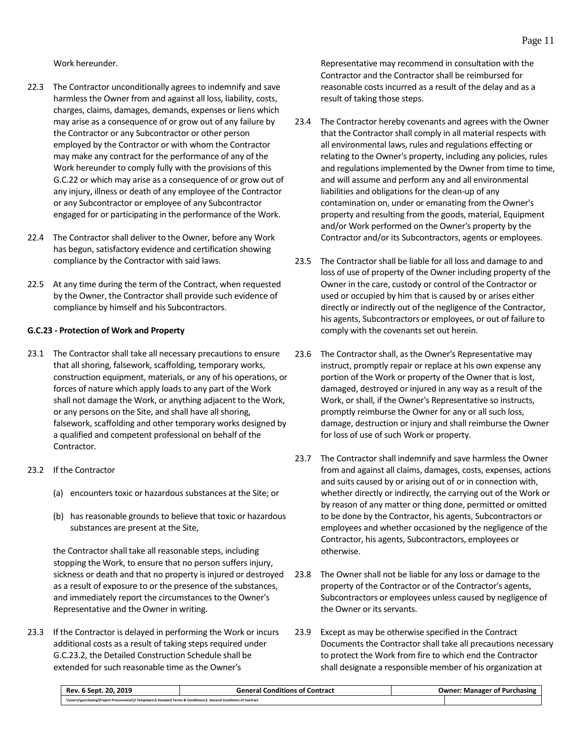Work hereunder.

22.3 The Contractor unconditionally agrees to indemnify and save harmless the Owner from and against all loss, liability, costs, charges, claims, damages, demands, expenses or liens which may arise as a consequence of or grow out of any failure by the Contractor or any Subcontractor or other person employed by the Contractor or with whom the Contractor may make any contract for the performance of any of the Work hereunder to comply fully with the provisions of this G.C.22 or which may arise as a consequence of or grow out of any injury, illness or death of any employee of the Contractor or any Subcontractor or employee of any Subcontractor engaged for or participating in the performance of the Work.

22.4 The Contractor shall deliver to the Owner, before any Work has begun, satisfactory evidence and certification showing compliance by the Contractor with said laws.

22.5 At any time during the term of the Contract, when requested by the Owner, the Contractor shall provide such evidence of compliance by himself and his Subcontractors.

**G.C.23 - Protection of Work and Property**

23.1 The Contractor shall take all necessary precautions to ensure that all shoring, falsework, scaffolding, temporary works, construction equipment, materials, or any of his operations, or forces of nature which apply loads to any part of the Work shall not damage the Work, or anything adjacent to the Work, or any persons on the Site, and shall have all shoring, falsework, scaffolding and other temporary works designed by a qualified and competent professional on behalf of the Contractor.

23.2 If the Contractor

(a) encounters toxic or hazardous substances at the Site; or

(b) has reasonable grounds to believe that toxic or hazardous substances are present at the Site,

the Contractor shall take all reasonable steps, including stopping the Work, to ensure that no person suffers injury, sickness or death and that no property is injured or destroyed as a result of exposure to or the presence of the substances, and immediately report the circumstances to the Owner's Representative and the Owner in writing.

23.3 If the Contractor is delayed in performing the Work or incurs additional costs as a result of taking steps required under G.C.23.2, the Detailed Construction Schedule shall be extended for such reasonable time as the Owner's Representative may recommend in consultation with the Contractor and the Contractor shall be reimbursed for reasonable costs incurred as a result of the delay and as a result of taking those steps.

23.4 The Contractor hereby covenants and agrees with the Owner that the Contractor shall comply in all material respects with all environmental laws, rules and regulations effecting or relating to the Owner's property, including any policies, rules and regulations implemented by the Owner from time to time, and will assume and perform any and all environmental liabilities and obligations for the clean-up of any contamination on, under or emanating from the Owner's property and resulting from the goods, material, Equipment and/or Work performed on the Owner's property by the Contractor and/or its Subcontractors, agents or employees.

23.5 The Contractor shall be liable for all loss and damage to and loss of use of property of the Owner including property of the Owner in the care, custody or control of the Contractor or used or occupied by him that is caused by or arises either directly or indirectly out of the negligence of the Contractor, his agents, Subcontractors or employees, or out of failure to comply with the covenants set out herein.

23.6 The Contractor shall, as the Owner's Representative may instruct, promptly repair or replace at his own expense any portion of the Work or property of the Owner that is lost, damaged, destroyed or injured in any way as a result of the Work, or shall, if the Owner's Representative so instructs, promptly reimburse the Owner for any or all such loss, damage, destruction or injury and shall reimburse the Owner for loss of use of such Work or property.

23.7 The Contractor shall indemnify and save harmless the Owner from and against all claims, damages, costs, expenses, actions and suits caused by or arising out of or in connection with, whether directly or indirectly, the carrying out of the Work or by reason of any matter or thing done, permitted or omitted to be done by the Contractor, his agents, Subcontractors or employees and whether occasioned by the negligence of the Contractor, his agents, Subcontractors, employees or otherwise.

23.8 The Owner shall not be liable for any loss or damage to the property of the Contractor or of the Contractor's agents, Subcontractors or employees unless caused by negligence of the Owner or its servants.

23.9 Except as may be otherwise specified in the Contract Documents the Contractor shall take all precautions necessary to protect the Work from fire to which end the Contractor shall designate a responsible member of his organization at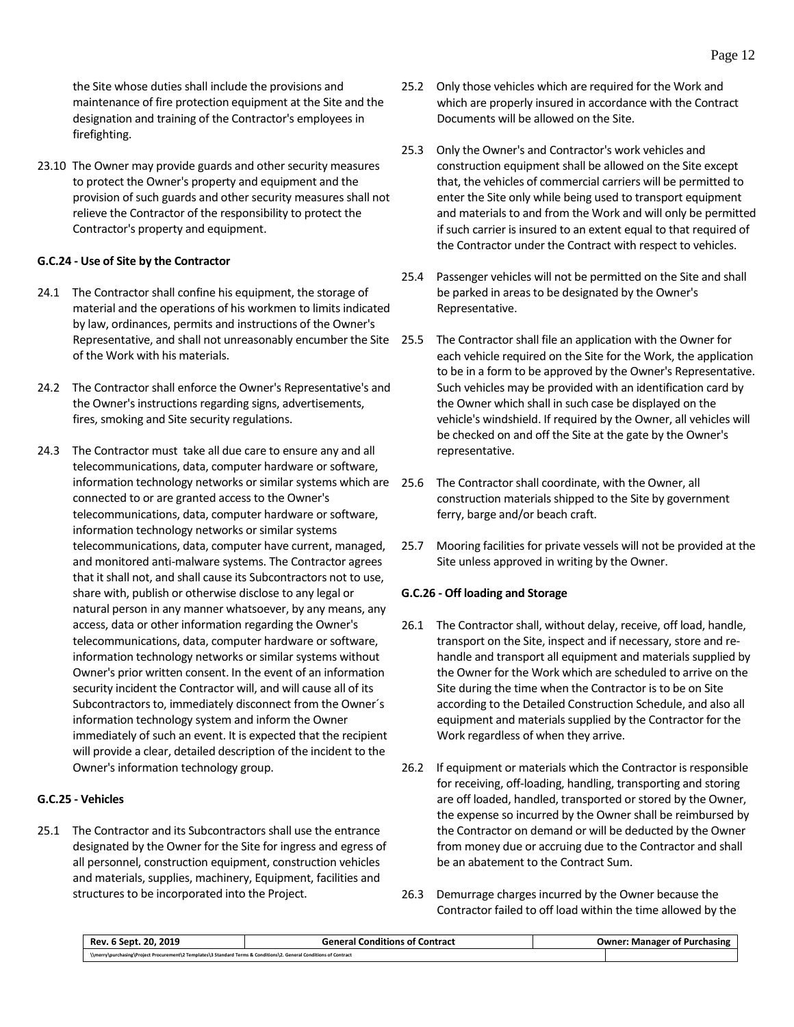the Site whose duties shall include the provisions and maintenance of fire protection equipment at the Site and the designation and training of the Contractor's employees in firefighting.

23.10 The Owner may provide guards and other security measures to protect the Owner's property and equipment and the provision of such guards and other security measures shall not relieve the Contractor of the responsibility to protect the Contractor's property and equipment.

**G.C.24 - Use of Site by the Contractor**

24.1 The Contractor shall confine his equipment, the storage of material and the operations of his workmen to limits indicated by law, ordinances, permits and instructions of the Owner's Representative, and shall not unreasonably encumber the Site of the Work with his materials.

24.2 The Contractor shall enforce the Owner's Representative's and the Owner's instructions regarding signs, advertisements, fires, smoking and Site security regulations.

24.3 The Contractor must take all due care to ensure any and all telecommunications, data, computer hardware or software, information technology networks or similar systems which are connected to or are granted access to the Owner's telecommunications, data, computer hardware or software, information technology networks or similar systems telecommunications, data, computer have current, managed, and monitored anti-malware systems. The Contractor agrees that it shall not, and shall cause its Subcontractors not to use, share with, publish or otherwise disclose to any legal or natural person in any manner whatsoever, by any means, any access, data or other information regarding the Owner's telecommunications, data, computer hardware or software, information technology networks or similar systems without Owner's prior written consent. In the event of an information security incident the Contractor will, and will cause all of its Subcontractors to, immediately disconnect from the Owner´s information technology system and inform the Owner immediately of such an event. It is expected that the recipient will provide a clear, detailed description of the incident to the Owner's information technology group.

**G.C.25 - Vehicles**

25.1 The Contractor and its Subcontractors shall use the entrance designated by the Owner for the Site for ingress and egress of all personnel, construction equipment, construction vehicles and materials, supplies, machinery, Equipment, facilities and structures to be incorporated into the Project.

25.2 Only those vehicles which are required for the Work and which are properly insured in accordance with the Contract Documents will be allowed on the Site.

25.3 Only the Owner's and Contractor's work vehicles and construction equipment shall be allowed on the Site except that, the vehicles of commercial carriers will be permitted to enter the Site only while being used to transport equipment and materials to and from the Work and will only be permitted if such carrier is insured to an extent equal to that required of the Contractor under the Contract with respect to vehicles.

25.4 Passenger vehicles will not be permitted on the Site and shall be parked in areas to be designated by the Owner's Representative.

25.5 The Contractor shall file an application with the Owner for each vehicle required on the Site for the Work, the application to be in a form to be approved by the Owner's Representative. Such vehicles may be provided with an identification card by the Owner which shall in such case be displayed on the vehicle's windshield. If required by the Owner, all vehicles will be checked on and off the Site at the gate by the Owner's representative.

25.6 The Contractor shall coordinate, with the Owner, all construction materials shipped to the Site by government ferry, barge and/or beach craft.

25.7 Mooring facilities for private vessels will not be provided at the Site unless approved in writing by the Owner.

**G.C.26 - Off loading and Storage**

26.1 The Contractor shall, without delay, receive, off load, handle, transport on the Site, inspect and if necessary, store and re-handle and transport all equipment and materials supplied by the Owner for the Work which are scheduled to arrive on the Site during the time when the Contractor is to be on Site according to the Detailed Construction Schedule, and also all equipment and materials supplied by the Contractor for the Work regardless of when they arrive.

26.2 If equipment or materials which the Contractor is responsible for receiving, off-loading, handling, transporting and storing are off loaded, handled, transported or stored by the Owner, the expense so incurred by the Owner shall be reimbursed by the Contractor on demand or will be deducted by the Owner from money due or accruing due to the Contractor and shall be an abatement to the Contract Sum.

26.3 Demurrage charges incurred by the Owner because the Contractor failed to off load within the time allowed by the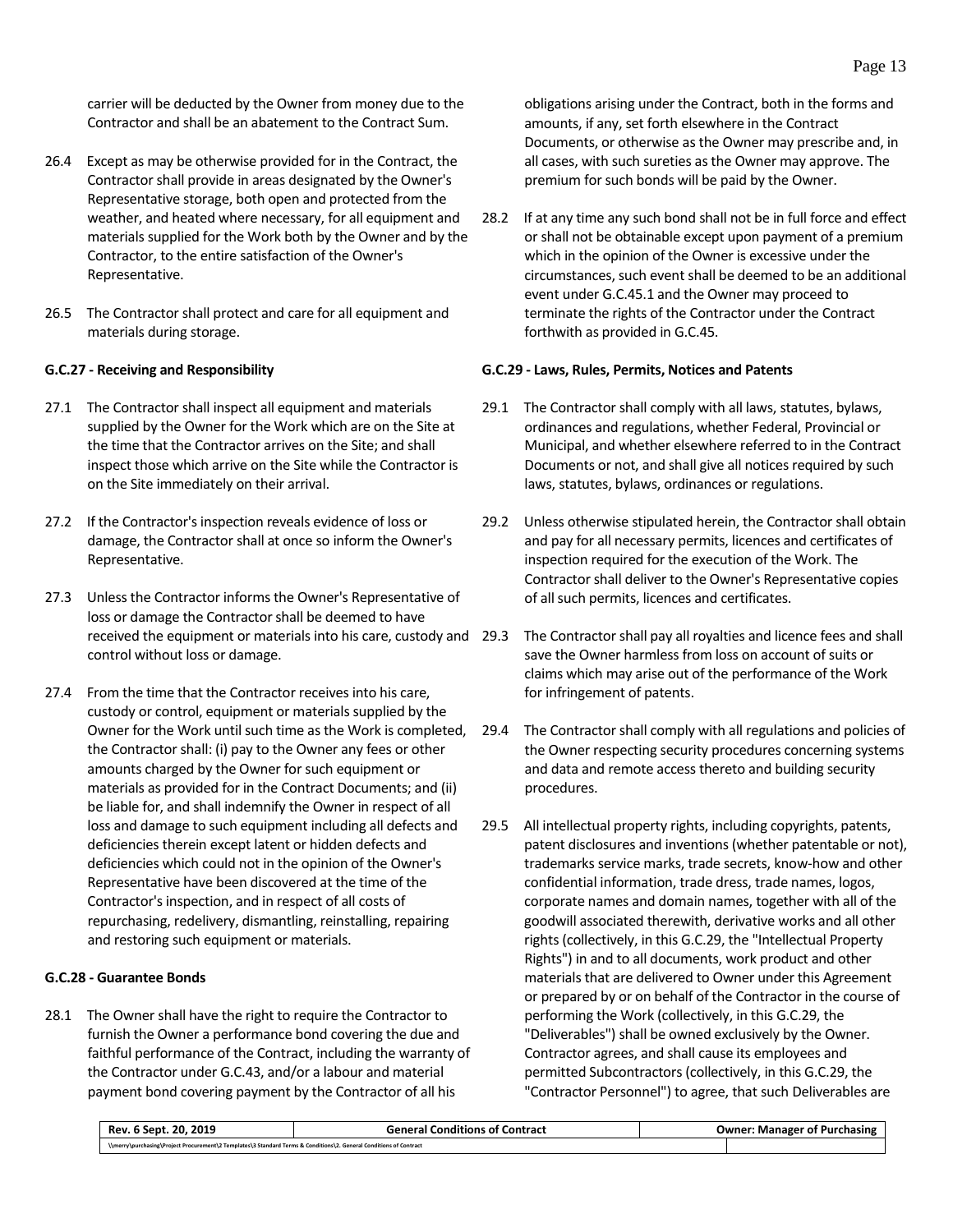carrier will be deducted by the Owner from money due to the Contractor and shall be an abatement to the Contract Sum.

26.4 Except as may be otherwise provided for in the Contract, the Contractor shall provide in areas designated by the Owner's Representative storage, both open and protected from the weather, and heated where necessary, for all equipment and materials supplied for the Work both by the Owner and by the Contractor, to the entire satisfaction of the Owner's Representative.

26.5 The Contractor shall protect and care for all equipment and materials during storage.

**G.C.27 - Receiving and Responsibility**

27.1 The Contractor shall inspect all equipment and materials supplied by the Owner for the Work which are on the Site at the time that the Contractor arrives on the Site; and shall inspect those which arrive on the Site while the Contractor is on the Site immediately on their arrival.

27.2 If the Contractor's inspection reveals evidence of loss or damage, the Contractor shall at once so inform the Owner's Representative.

27.3 Unless the Contractor informs the Owner's Representative of loss or damage the Contractor shall be deemed to have received the equipment or materials into his care, custody and control without loss or damage.

27.4 From the time that the Contractor receives into his care, custody or control, equipment or materials supplied by the Owner for the Work until such time as the Work is completed, the Contractor shall: (i) pay to the Owner any fees or other amounts charged by the Owner for such equipment or materials as provided for in the Contract Documents; and (ii) be liable for, and shall indemnify the Owner in respect of all loss and damage to such equipment including all defects and deficiencies therein except latent or hidden defects and deficiencies which could not in the opinion of the Owner's Representative have been discovered at the time of the Contractor's inspection, and in respect of all costs of repurchasing, redelivery, dismantling, reinstalling, repairing and restoring such equipment or materials.

**G.C.28 - Guarantee Bonds**

28.1 The Owner shall have the right to require the Contractor to furnish the Owner a performance bond covering the due and faithful performance of the Contract, including the warranty of the Contractor under G.C.43, and/or a labour and material payment bond covering payment by the Contractor of all his obligations arising under the Contract, both in the forms and amounts, if any, set forth elsewhere in the Contract Documents, or otherwise as the Owner may prescribe and, in all cases, with such sureties as the Owner may approve. The premium for such bonds will be paid by the Owner.

28.2 If at any time any such bond shall not be in full force and effect or shall not be obtainable except upon payment of a premium which in the opinion of the Owner is excessive under the circumstances, such event shall be deemed to be an additional event under G.C.45.1 and the Owner may proceed to terminate the rights of the Contractor under the Contract forthwith as provided in G.C.45.

**G.C.29 - Laws, Rules, Permits, Notices and Patents**

29.1 The Contractor shall comply with all laws, statutes, bylaws, ordinances and regulations, whether Federal, Provincial or Municipal, and whether elsewhere referred to in the Contract Documents or not, and shall give all notices required by such laws, statutes, bylaws, ordinances or regulations.

29.2 Unless otherwise stipulated herein, the Contractor shall obtain and pay for all necessary permits, licences and certificates of inspection required for the execution of the Work. The Contractor shall deliver to the Owner's Representative copies of all such permits, licences and certificates.

29.3 The Contractor shall pay all royalties and licence fees and shall save the Owner harmless from loss on account of suits or claims which may arise out of the performance of the Work for infringement of patents.

29.4 The Contractor shall comply with all regulations and policies of the Owner respecting security procedures concerning systems and data and remote access thereto and building security procedures.

29.5 All intellectual property rights, including copyrights, patents, patent disclosures and inventions (whether patentable or not), trademarks service marks, trade secrets, know-how and other confidential information, trade dress, trade names, logos, corporate names and domain names, together with all of the goodwill associated therewith, derivative works and all other rights (collectively, in this G.C.29, the "Intellectual Property Rights") in and to all documents, work product and other materials that are delivered to Owner under this Agreement or prepared by or on behalf of the Contractor in the course of performing the Work (collectively, in this G.C.29, the "Deliverables") shall be owned exclusively by the Owner. Contractor agrees, and shall cause its employees and permitted Subcontractors (collectively, in this G.C.29, the "Contractor Personnel") to agree, that such Deliverables are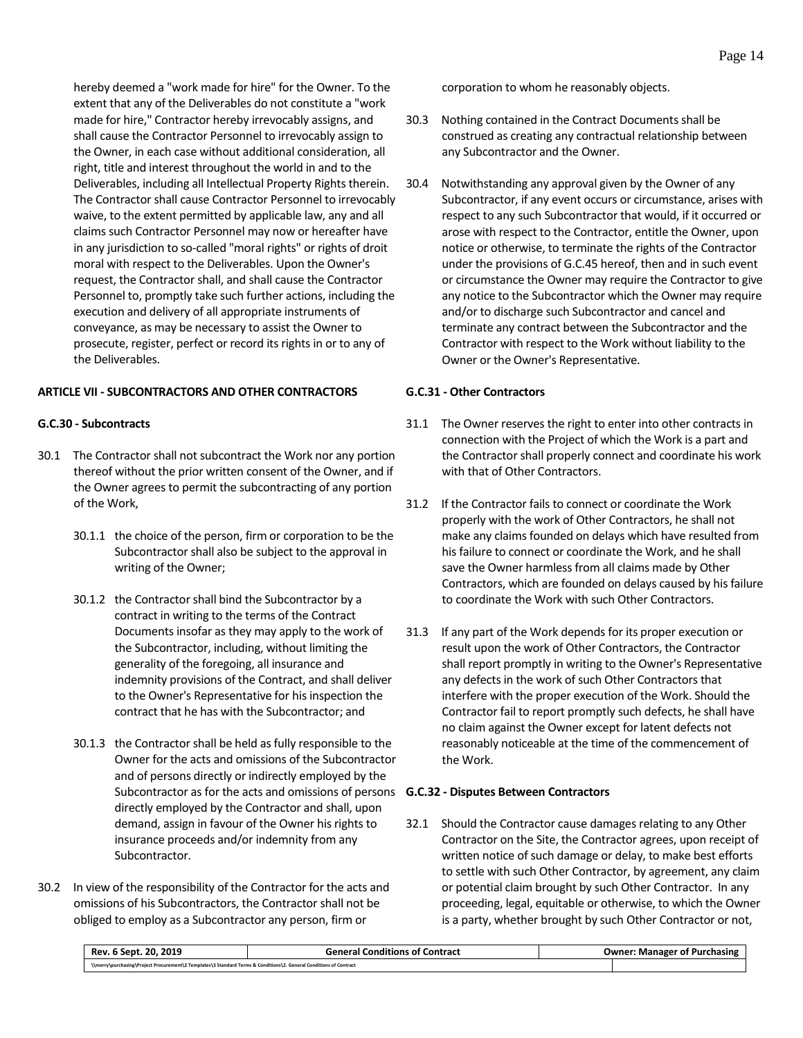hereby deemed a "work made for hire" for the Owner. To the extent that any of the Deliverables do not constitute a "work made for hire," Contractor hereby irrevocably assigns, and shall cause the Contractor Personnel to irrevocably assign to the Owner, in each case without additional consideration, all right, title and interest throughout the world in and to the Deliverables, including all Intellectual Property Rights therein. The Contractor shall cause Contractor Personnel to irrevocably waive, to the extent permitted by applicable law, any and all claims such Contractor Personnel may now or hereafter have in any jurisdiction to so-called "moral rights" or rights of droit moral with respect to the Deliverables. Upon the Owner's request, the Contractor shall, and shall cause the Contractor Personnel to, promptly take such further actions, including the execution and delivery of all appropriate instruments of conveyance, as may be necessary to assist the Owner to prosecute, register, perfect or record its rights in or to any of the Deliverables.

**ARTICLE VII - SUBCONTRACTORS AND OTHER CONTRACTORS**

**G.C.30 - Subcontracts**

30.1 The Contractor shall not subcontract the Work nor any portion thereof without the prior written consent of the Owner, and if the Owner agrees to permit the subcontracting of any portion of the Work,

30.1.1 the choice of the person, firm or corporation to be the Subcontractor shall also be subject to the approval in writing of the Owner;

30.1.2 the Contractor shall bind the Subcontractor by a contract in writing to the terms of the Contract Documents insofar as they may apply to the work of the Subcontractor, including, without limiting the generality of the foregoing, all insurance and indemnity provisions of the Contract, and shall deliver to the Owner's Representative for his inspection the contract that he has with the Subcontractor; and

30.1.3 the Contractor shall be held as fully responsible to the Owner for the acts and omissions of the Subcontractor and of persons directly or indirectly employed by the Subcontractor as for the acts and omissions of persons directly employed by the Contractor and shall, upon demand, assign in favour of the Owner his rights to insurance proceeds and/or indemnity from any Subcontractor.

30.2 In view of the responsibility of the Contractor for the acts and omissions of his Subcontractors, the Contractor shall not be obliged to employ as a Subcontractor any person, firm or corporation to whom he reasonably objects.

30.3 Nothing contained in the Contract Documents shall be construed as creating any contractual relationship between any Subcontractor and the Owner.

30.4 Notwithstanding any approval given by the Owner of any Subcontractor, if any event occurs or circumstance, arises with respect to any such Subcontractor that would, if it occurred or arose with respect to the Contractor, entitle the Owner, upon notice or otherwise, to terminate the rights of the Contractor under the provisions of G.C.45 hereof, then and in such event or circumstance the Owner may require the Contractor to give any notice to the Subcontractor which the Owner may require and/or to discharge such Subcontractor and cancel and terminate any contract between the Subcontractor and the Contractor with respect to the Work without liability to the Owner or the Owner's Representative.

**G.C.31 - Other Contractors**

31.1 The Owner reserves the right to enter into other contracts in connection with the Project of which the Work is a part and the Contractor shall properly connect and coordinate his work with that of Other Contractors.

31.2 If the Contractor fails to connect or coordinate the Work properly with the work of Other Contractors, he shall not make any claims founded on delays which have resulted from his failure to connect or coordinate the Work, and he shall save the Owner harmless from all claims made by Other Contractors, which are founded on delays caused by his failure to coordinate the Work with such Other Contractors.

31.3 If any part of the Work depends for its proper execution or result upon the work of Other Contractors, the Contractor shall report promptly in writing to the Owner's Representative any defects in the work of such Other Contractors that interfere with the proper execution of the Work. Should the Contractor fail to report promptly such defects, he shall have no claim against the Owner except for latent defects not reasonably noticeable at the time of the commencement of the Work.

**G.C.32 - Disputes Between Contractors**

32.1 Should the Contractor cause damages relating to any Other Contractor on the Site, the Contractor agrees, upon receipt of written notice of such damage or delay, to make best efforts to settle with such Other Contractor, by agreement, any claim or potential claim brought by such Other Contractor. In any proceeding, legal, equitable or otherwise, to which the Owner is a party, whether brought by such Other Contractor or not,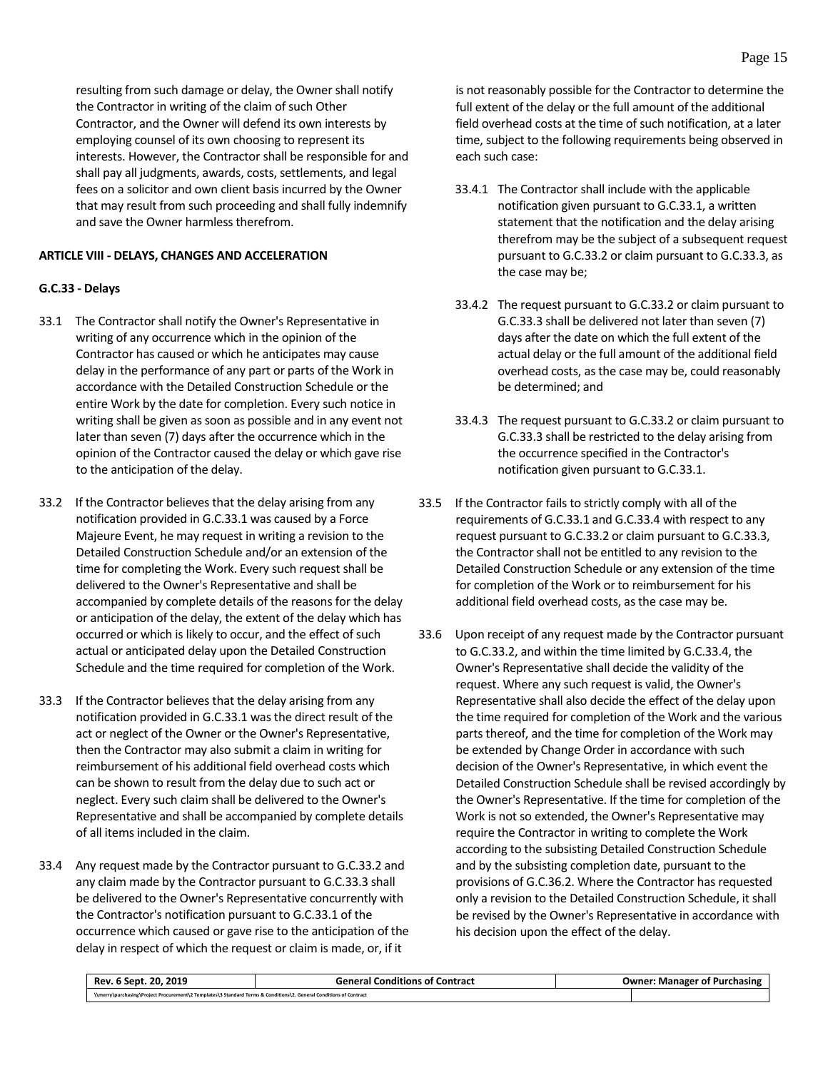resulting from such damage or delay, the Owner shall notify the Contractor in writing of the claim of such Other Contractor, and the Owner will defend its own interests by employing counsel of its own choosing to represent its interests. However, the Contractor shall be responsible for and shall pay all judgments, awards, costs, settlements, and legal fees on a solicitor and own client basis incurred by the Owner that may result from such proceeding and shall fully indemnify and save the Owner harmless therefrom.

## ARTICLE VIII - DELAYS, CHANGES AND ACCELERATION

### G.C.33 - Delays

33.1 The Contractor shall notify the Owner's Representative in writing of any occurrence which in the opinion of the Contractor has caused or which he anticipates may cause delay in the performance of any part or parts of the Work in accordance with the Detailed Construction Schedule or the entire Work by the date for completion. Every such notice in writing shall be given as soon as possible and in any event not later than seven (7) days after the occurrence which in the opinion of the Contractor caused the delay or which gave rise to the anticipation of the delay.

33.2 If the Contractor believes that the delay arising from any notification provided in G.C.33.1 was caused by a Force Majeure Event, he may request in writing a revision to the Detailed Construction Schedule and/or an extension of the time for completing the Work. Every such request shall be delivered to the Owner's Representative and shall be accompanied by complete details of the reasons for the delay or anticipation of the delay, the extent of the delay which has occurred or which is likely to occur, and the effect of such actual or anticipated delay upon the Detailed Construction Schedule and the time required for completion of the Work.

33.3 If the Contractor believes that the delay arising from any notification provided in G.C.33.1 was the direct result of the act or neglect of the Owner or the Owner's Representative, then the Contractor may also submit a claim in writing for reimbursement of his additional field overhead costs which can be shown to result from the delay due to such act or neglect. Every such claim shall be delivered to the Owner's Representative and shall be accompanied by complete details of all items included in the claim.

33.4 Any request made by the Contractor pursuant to G.C.33.2 and any claim made by the Contractor pursuant to G.C.33.3 shall be delivered to the Owner's Representative concurrently with the Contractor's notification pursuant to G.C.33.1 of the occurrence which caused or gave rise to the anticipation of the delay in respect of which the request or claim is made, or, if it is not reasonably possible for the Contractor to determine the full extent of the delay or the full amount of the additional field overhead costs at the time of such notification, at a later time, subject to the following requirements being observed in each such case:

33.4.1 The Contractor shall include with the applicable notification given pursuant to G.C.33.1, a written statement that the notification and the delay arising therefrom may be the subject of a subsequent request pursuant to G.C.33.2 or claim pursuant to G.C.33.3, as the case may be;

33.4.2 The request pursuant to G.C.33.2 or claim pursuant to G.C.33.3 shall be delivered not later than seven (7) days after the date on which the full extent of the actual delay or the full amount of the additional field overhead costs, as the case may be, could reasonably be determined; and

33.4.3 The request pursuant to G.C.33.2 or claim pursuant to G.C.33.3 shall be restricted to the delay arising from the occurrence specified in the Contractor's notification given pursuant to G.C.33.1.

33.5 If the Contractor fails to strictly comply with all of the requirements of G.C.33.1 and G.C.33.4 with respect to any request pursuant to G.C.33.2 or claim pursuant to G.C.33.3, the Contractor shall not be entitled to any revision to the Detailed Construction Schedule or any extension of the time for completion of the Work or to reimbursement for his additional field overhead costs, as the case may be.

33.6 Upon receipt of any request made by the Contractor pursuant to G.C.33.2, and within the time limited by G.C.33.4, the Owner's Representative shall decide the validity of the request. Where any such request is valid, the Owner's Representative shall also decide the effect of the delay upon the time required for completion of the Work and the various parts thereof, and the time for completion of the Work may be extended by Change Order in accordance with such decision of the Owner's Representative, in which event the Detailed Construction Schedule shall be revised accordingly by the Owner's Representative. If the time for completion of the Work is not so extended, the Owner's Representative may require the Contractor in writing to complete the Work according to the subsisting Detailed Construction Schedule and by the subsisting completion date, pursuant to the provisions of G.C.36.2. Where the Contractor has requested only a revision to the Detailed Construction Schedule, it shall be revised by the Owner's Representative in accordance with his decision upon the effect of the delay.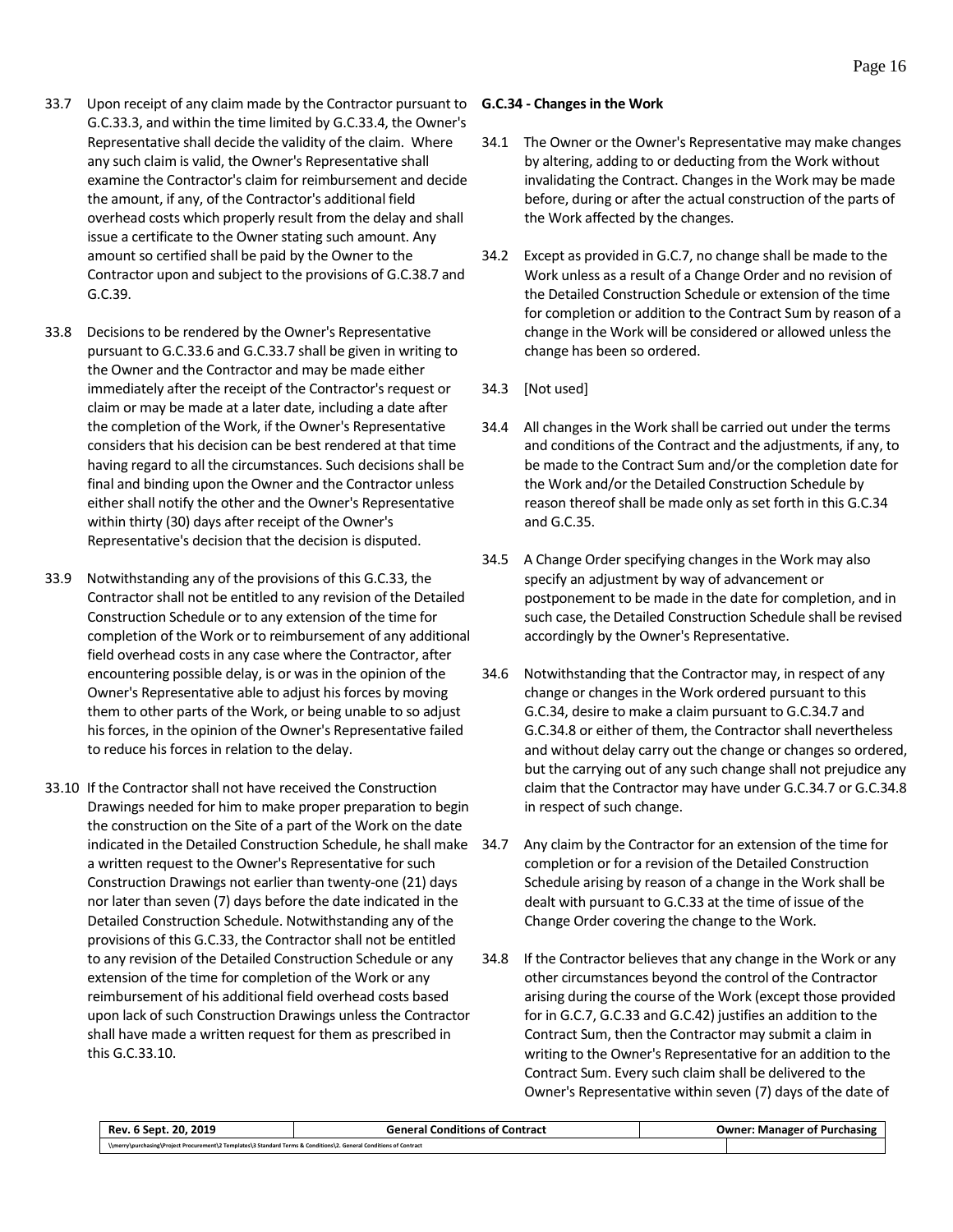33.7 Upon receipt of any claim made by the Contractor pursuant to G.C.33.3, and within the time limited by G.C.33.4, the Owner's Representative shall decide the validity of the claim. Where any such claim is valid, the Owner's Representative shall examine the Contractor's claim for reimbursement and decide the amount, if any, of the Contractor's additional field overhead costs which properly result from the delay and shall issue a certificate to the Owner stating such amount. Any amount so certified shall be paid by the Owner to the Contractor upon and subject to the provisions of G.C.38.7 and G.C.39.

33.8 Decisions to be rendered by the Owner's Representative pursuant to G.C.33.6 and G.C.33.7 shall be given in writing to the Owner and the Contractor and may be made either immediately after the receipt of the Contractor's request or claim or may be made at a later date, including a date after the completion of the Work, if the Owner's Representative considers that his decision can be best rendered at that time having regard to all the circumstances. Such decisions shall be final and binding upon the Owner and the Contractor unless either shall notify the other and the Owner's Representative within thirty (30) days after receipt of the Owner's Representative's decision that the decision is disputed.

33.9 Notwithstanding any of the provisions of this G.C.33, the Contractor shall not be entitled to any revision of the Detailed Construction Schedule or to any extension of the time for completion of the Work or to reimbursement of any additional field overhead costs in any case where the Contractor, after encountering possible delay, is or was in the opinion of the Owner's Representative able to adjust his forces by moving them to other parts of the Work, or being unable to so adjust his forces, in the opinion of the Owner's Representative failed to reduce his forces in relation to the delay.

33.10 If the Contractor shall not have received the Construction Drawings needed for him to make proper preparation to begin the construction on the Site of a part of the Work on the date indicated in the Detailed Construction Schedule, he shall make a written request to the Owner's Representative for such Construction Drawings not earlier than twenty-one (21) days nor later than seven (7) days before the date indicated in the Detailed Construction Schedule. Notwithstanding any of the provisions of this G.C.33, the Contractor shall not be entitled to any revision of the Detailed Construction Schedule or any extension of the time for completion of the Work or any reimbursement of his additional field overhead costs based upon lack of such Construction Drawings unless the Contractor shall have made a written request for them as prescribed in this G.C.33.10.

**G.C.34 - Changes in the Work**

34.1 The Owner or the Owner's Representative may make changes by altering, adding to or deducting from the Work without invalidating the Contract. Changes in the Work may be made before, during or after the actual construction of the parts of the Work affected by the changes.

34.2 Except as provided in G.C.7, no change shall be made to the Work unless as a result of a Change Order and no revision of the Detailed Construction Schedule or extension of the time for completion or addition to the Contract Sum by reason of a change in the Work will be considered or allowed unless the change has been so ordered.

34.3 [Not used]

34.4 All changes in the Work shall be carried out under the terms and conditions of the Contract and the adjustments, if any, to be made to the Contract Sum and/or the completion date for the Work and/or the Detailed Construction Schedule by reason thereof shall be made only as set forth in this G.C.34 and G.C.35.

34.5 A Change Order specifying changes in the Work may also specify an adjustment by way of advancement or postponement to be made in the date for completion, and in such case, the Detailed Construction Schedule shall be revised accordingly by the Owner's Representative.

34.6 Notwithstanding that the Contractor may, in respect of any change or changes in the Work ordered pursuant to this G.C.34, desire to make a claim pursuant to G.C.34.7 and G.C.34.8 or either of them, the Contractor shall nevertheless and without delay carry out the change or changes so ordered, but the carrying out of any such change shall not prejudice any claim that the Contractor may have under G.C.34.7 or G.C.34.8 in respect of such change.

34.7 Any claim by the Contractor for an extension of the time for completion or for a revision of the Detailed Construction Schedule arising by reason of a change in the Work shall be dealt with pursuant to G.C.33 at the time of issue of the Change Order covering the change to the Work.

34.8 If the Contractor believes that any change in the Work or any other circumstances beyond the control of the Contractor arising during the course of the Work (except those provided for in G.C.7, G.C.33 and G.C.42) justifies an addition to the Contract Sum, then the Contractor may submit a claim in writing to the Owner's Representative for an addition to the Contract Sum. Every such claim shall be delivered to the Owner's Representative within seven (7) days of the date of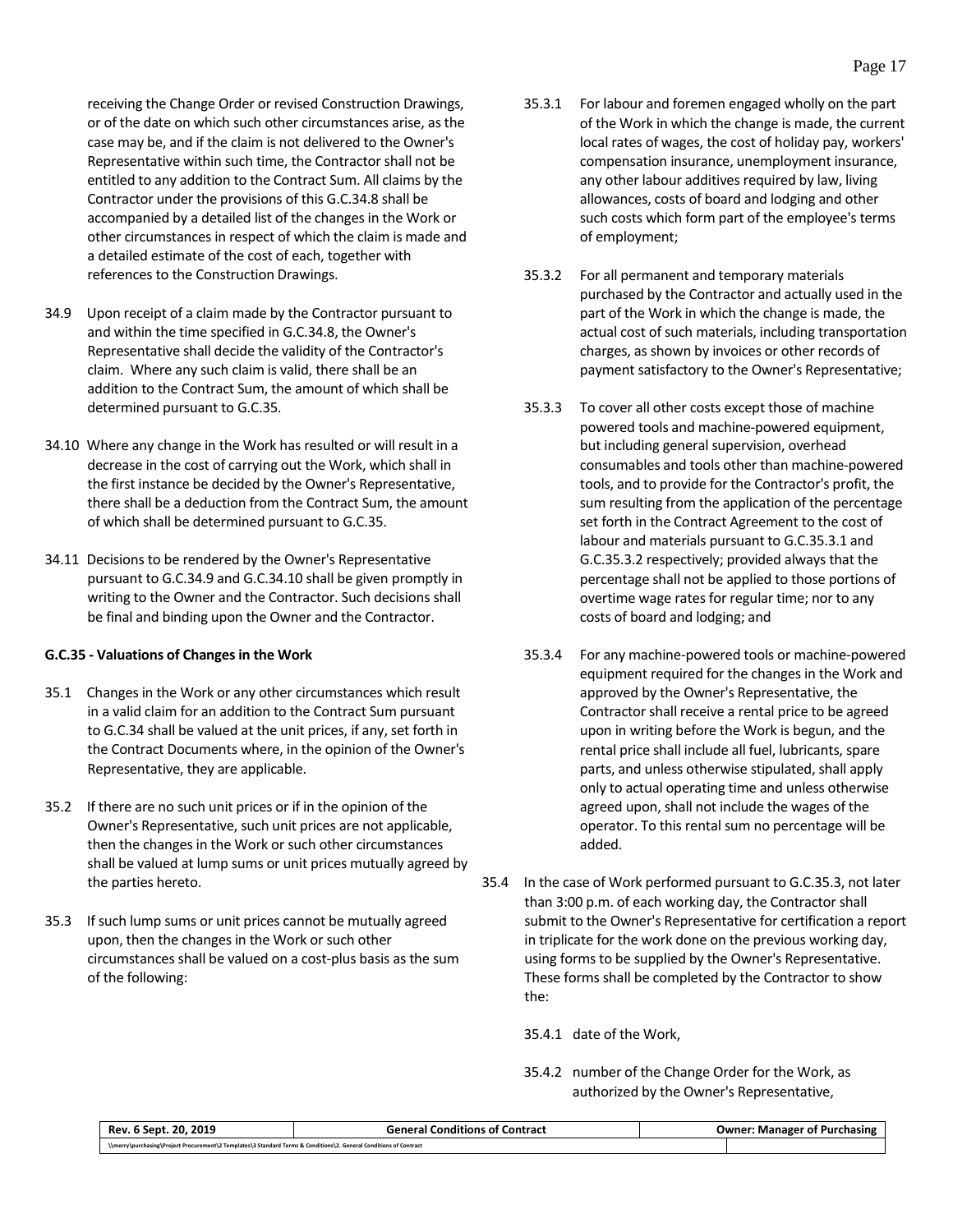receiving the Change Order or revised Construction Drawings, or of the date on which such other circumstances arise, as the case may be, and if the claim is not delivered to the Owner's Representative within such time, the Contractor shall not be entitled to any addition to the Contract Sum. All claims by the Contractor under the provisions of this G.C.34.8 shall be accompanied by a detailed list of the changes in the Work or other circumstances in respect of which the claim is made and a detailed estimate of the cost of each, together with references to the Construction Drawings.

34.9 Upon receipt of a claim made by the Contractor pursuant to and within the time specified in G.C.34.8, the Owner's Representative shall decide the validity of the Contractor's claim. Where any such claim is valid, there shall be an addition to the Contract Sum, the amount of which shall be determined pursuant to G.C.35.

34.10 Where any change in the Work has resulted or will result in a decrease in the cost of carrying out the Work, which shall in the first instance be decided by the Owner's Representative, there shall be a deduction from the Contract Sum, the amount of which shall be determined pursuant to G.C.35.

34.11 Decisions to be rendered by the Owner's Representative pursuant to G.C.34.9 and G.C.34.10 shall be given promptly in writing to the Owner and the Contractor. Such decisions shall be final and binding upon the Owner and the Contractor.

**G.C.35 - Valuations of Changes in the Work**

35.1 Changes in the Work or any other circumstances which result in a valid claim for an addition to the Contract Sum pursuant to G.C.34 shall be valued at the unit prices, if any, set forth in the Contract Documents where, in the opinion of the Owner's Representative, they are applicable.

35.2 If there are no such unit prices or if in the opinion of the Owner's Representative, such unit prices are not applicable, then the changes in the Work or such other circumstances shall be valued at lump sums or unit prices mutually agreed by the parties hereto.

35.3 If such lump sums or unit prices cannot be mutually agreed upon, then the changes in the Work or such other circumstances shall be valued on a cost-plus basis as the sum of the following:

35.3.1 For labour and foremen engaged wholly on the part of the Work in which the change is made, the current local rates of wages, the cost of holiday pay, workers' compensation insurance, unemployment insurance, any other labour additives required by law, living allowances, costs of board and lodging and other such costs which form part of the employee's terms of employment;

35.3.2 For all permanent and temporary materials purchased by the Contractor and actually used in the part of the Work in which the change is made, the actual cost of such materials, including transportation charges, as shown by invoices or other records of payment satisfactory to the Owner's Representative;

35.3.3 To cover all other costs except those of machine powered tools and machine-powered equipment, but including general supervision, overhead consumables and tools other than machine-powered tools, and to provide for the Contractor's profit, the sum resulting from the application of the percentage set forth in the Contract Agreement to the cost of labour and materials pursuant to G.C.35.3.1 and G.C.35.3.2 respectively; provided always that the percentage shall not be applied to those portions of overtime wage rates for regular time; nor to any costs of board and lodging; and

35.3.4 For any machine-powered tools or machine-powered equipment required for the changes in the Work and approved by the Owner's Representative, the Contractor shall receive a rental price to be agreed upon in writing before the Work is begun, and the rental price shall include all fuel, lubricants, spare parts, and unless otherwise stipulated, shall apply only to actual operating time and unless otherwise agreed upon, shall not include the wages of the operator. To this rental sum no percentage will be added.

35.4 In the case of Work performed pursuant to G.C.35.3, not later than 3:00 p.m. of each working day, the Contractor shall submit to the Owner's Representative for certification a report in triplicate for the work done on the previous working day, using forms to be supplied by the Owner's Representative. These forms shall be completed by the Contractor to show the:

35.4.1 date of the Work,

35.4.2 number of the Change Order for the Work, as authorized by the Owner's Representative,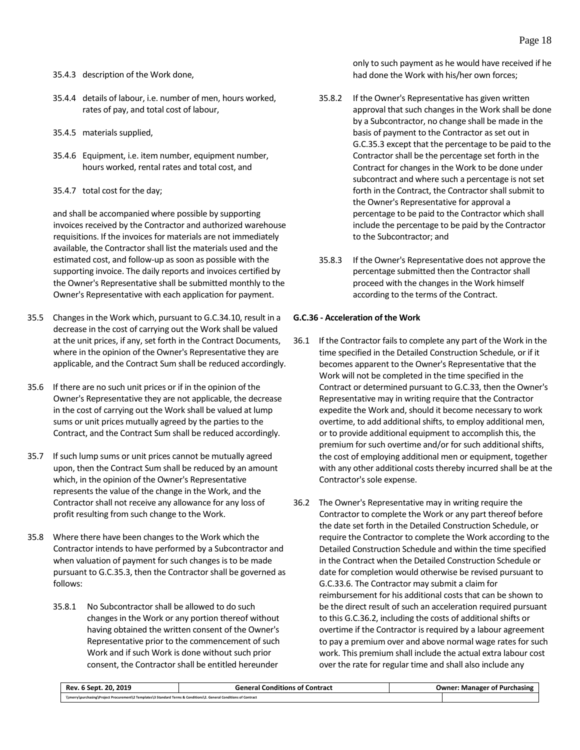35.4.3 description of the Work done,

35.4.4 details of labour, i.e. number of men, hours worked, rates of pay, and total cost of labour,

35.4.5 materials supplied,

35.4.6 Equipment, i.e. item number, equipment number, hours worked, rental rates and total cost, and

35.4.7 total cost for the day;

and shall be accompanied where possible by supporting invoices received by the Contractor and authorized warehouse requisitions. If the invoices for materials are not immediately available, the Contractor shall list the materials used and the estimated cost, and follow-up as soon as possible with the supporting invoice. The daily reports and invoices certified by the Owner's Representative shall be submitted monthly to the Owner's Representative with each application for payment.

35.5 Changes in the Work which, pursuant to G.C.34.10, result in a decrease in the cost of carrying out the Work shall be valued at the unit prices, if any, set forth in the Contract Documents, where in the opinion of the Owner's Representative they are applicable, and the Contract Sum shall be reduced accordingly.

35.6 If there are no such unit prices or if in the opinion of the Owner's Representative they are not applicable, the decrease in the cost of carrying out the Work shall be valued at lump sums or unit prices mutually agreed by the parties to the Contract, and the Contract Sum shall be reduced accordingly.

35.7 If such lump sums or unit prices cannot be mutually agreed upon, then the Contract Sum shall be reduced by an amount which, in the opinion of the Owner's Representative represents the value of the change in the Work, and the Contractor shall not receive any allowance for any loss of profit resulting from such change to the Work.

35.8 Where there have been changes to the Work which the Contractor intends to have performed by a Subcontractor and when valuation of payment for such changes is to be made pursuant to G.C.35.3, then the Contractor shall be governed as follows:

35.8.1 No Subcontractor shall be allowed to do such changes in the Work or any portion thereof without having obtained the written consent of the Owner's Representative prior to the commencement of such Work and if such Work is done without such prior consent, the Contractor shall be entitled hereunder only to such payment as he would have received if he had done the Work with his/her own forces;

35.8.2 If the Owner's Representative has given written approval that such changes in the Work shall be done by a Subcontractor, no change shall be made in the basis of payment to the Contractor as set out in G.C.35.3 except that the percentage to be paid to the Contractor shall be the percentage set forth in the Contract for changes in the Work to be done under subcontract and where such a percentage is not set forth in the Contract, the Contractor shall submit to the Owner's Representative for approval a percentage to be paid to the Contractor which shall include the percentage to be paid by the Contractor to the Subcontractor; and

35.8.3 If the Owner's Representative does not approve the percentage submitted then the Contractor shall proceed with the changes in the Work himself according to the terms of the Contract.

**G.C.36 - Acceleration of the Work**

36.1 If the Contractor fails to complete any part of the Work in the time specified in the Detailed Construction Schedule, or if it becomes apparent to the Owner's Representative that the Work will not be completed in the time specified in the Contract or determined pursuant to G.C.33, then the Owner's Representative may in writing require that the Contractor expedite the Work and, should it become necessary to work overtime, to add additional shifts, to employ additional men, or to provide additional equipment to accomplish this, the premium for such overtime and/or for such additional shifts, the cost of employing additional men or equipment, together with any other additional costs thereby incurred shall be at the Contractor's sole expense.

36.2 The Owner's Representative may in writing require the Contractor to complete the Work or any part thereof before the date set forth in the Detailed Construction Schedule, or require the Contractor to complete the Work according to the Detailed Construction Schedule and within the time specified in the Contract when the Detailed Construction Schedule or date for completion would otherwise be revised pursuant to G.C.33.6. The Contractor may submit a claim for reimbursement for his additional costs that can be shown to be the direct result of such an acceleration required pursuant to this G.C.36.2, including the costs of additional shifts or overtime if the Contractor is required by a labour agreement to pay a premium over and above normal wage rates for such work. This premium shall include the actual extra labour cost over the rate for regular time and shall also include any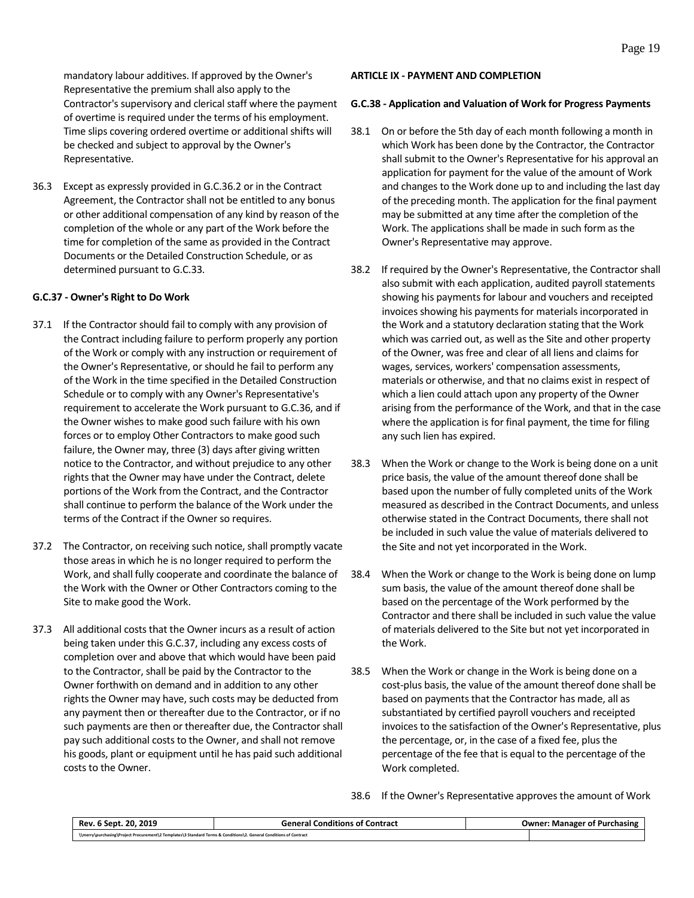mandatory labour additives. If approved by the Owner's Representative the premium shall also apply to the Contractor's supervisory and clerical staff where the payment of overtime is required under the terms of his employment. Time slips covering ordered overtime or additional shifts will be checked and subject to approval by the Owner's Representative.

36.3 Except as expressly provided in G.C.36.2 or in the Contract Agreement, the Contractor shall not be entitled to any bonus or other additional compensation of any kind by reason of the completion of the whole or any part of the Work before the time for completion of the same as provided in the Contract Documents or the Detailed Construction Schedule, or as determined pursuant to G.C.33.

**G.C.37 - Owner's Right to Do Work**

37.1 If the Contractor should fail to comply with any provision of the Contract including failure to perform properly any portion of the Work or comply with any instruction or requirement of the Owner's Representative, or should he fail to perform any of the Work in the time specified in the Detailed Construction Schedule or to comply with any Owner's Representative's requirement to accelerate the Work pursuant to G.C.36, and if the Owner wishes to make good such failure with his own forces or to employ Other Contractors to make good such failure, the Owner may, three (3) days after giving written notice to the Contractor, and without prejudice to any other rights that the Owner may have under the Contract, delete portions of the Work from the Contract, and the Contractor shall continue to perform the balance of the Work under the terms of the Contract if the Owner so requires.

37.2 The Contractor, on receiving such notice, shall promptly vacate those areas in which he is no longer required to perform the Work, and shall fully cooperate and coordinate the balance of the Work with the Owner or Other Contractors coming to the Site to make good the Work.

37.3 All additional costs that the Owner incurs as a result of action being taken under this G.C.37, including any excess costs of completion over and above that which would have been paid to the Contractor, shall be paid by the Contractor to the Owner forthwith on demand and in addition to any other rights the Owner may have, such costs may be deducted from any payment then or thereafter due to the Contractor, or if no such payments are then or thereafter due, the Contractor shall pay such additional costs to the Owner, and shall not remove his goods, plant or equipment until he has paid such additional costs to the Owner.

**ARTICLE IX - PAYMENT AND COMPLETION**

**G.C.38 - Application and Valuation of Work for Progress Payments**

38.1 On or before the 5th day of each month following a month in which Work has been done by the Contractor, the Contractor shall submit to the Owner's Representative for his approval an application for payment for the value of the amount of Work and changes to the Work done up to and including the last day of the preceding month. The application for the final payment may be submitted at any time after the completion of the Work. The applications shall be made in such form as the Owner's Representative may approve.

38.2 If required by the Owner's Representative, the Contractor shall also submit with each application, audited payroll statements showing his payments for labour and vouchers and receipted invoices showing his payments for materials incorporated in the Work and a statutory declaration stating that the Work which was carried out, as well as the Site and other property of the Owner, was free and clear of all liens and claims for wages, services, workers' compensation assessments, materials or otherwise, and that no claims exist in respect of which a lien could attach upon any property of the Owner arising from the performance of the Work, and that in the case where the application is for final payment, the time for filing any such lien has expired.

38.3 When the Work or change to the Work is being done on a unit price basis, the value of the amount thereof done shall be based upon the number of fully completed units of the Work measured as described in the Contract Documents, and unless otherwise stated in the Contract Documents, there shall not be included in such value the value of materials delivered to the Site and not yet incorporated in the Work.

38.4 When the Work or change to the Work is being done on lump sum basis, the value of the amount thereof done shall be based on the percentage of the Work performed by the Contractor and there shall be included in such value the value of materials delivered to the Site but not yet incorporated in the Work.

38.5 When the Work or change in the Work is being done on a cost-plus basis, the value of the amount thereof done shall be based on payments that the Contractor has made, all as substantiated by certified payroll vouchers and receipted invoices to the satisfaction of the Owner's Representative, plus the percentage, or, in the case of a fixed fee, plus the percentage of the fee that is equal to the percentage of the Work completed.

38.6 If the Owner's Representative approves the amount of Work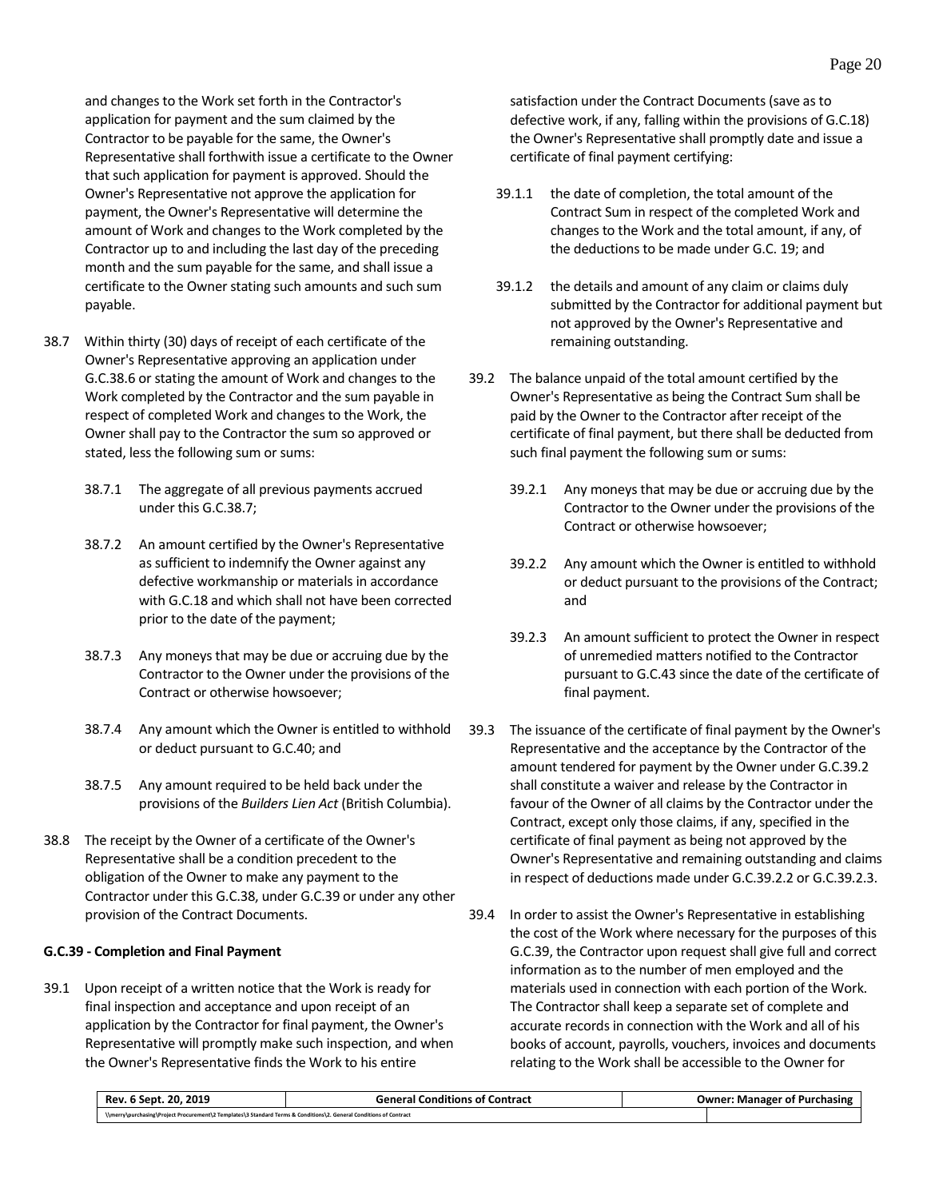and changes to the Work set forth in the Contractor's application for payment and the sum claimed by the Contractor to be payable for the same, the Owner's Representative shall forthwith issue a certificate to the Owner that such application for payment is approved. Should the Owner's Representative not approve the application for payment, the Owner's Representative will determine the amount of Work and changes to the Work completed by the Contractor up to and including the last day of the preceding month and the sum payable for the same, and shall issue a certificate to the Owner stating such amounts and such sum payable.

38.7 Within thirty (30) days of receipt of each certificate of the Owner's Representative approving an application under G.C.38.6 or stating the amount of Work and changes to the Work completed by the Contractor and the sum payable in respect of completed Work and changes to the Work, the Owner shall pay to the Contractor the sum so approved or stated, less the following sum or sums:

- 38.7.1 The aggregate of all previous payments accrued under this G.C.38.7;
- 38.7.2 An amount certified by the Owner's Representative as sufficient to indemnify the Owner against any defective workmanship or materials in accordance with G.C.18 and which shall not have been corrected prior to the date of the payment;
- 38.7.3 Any moneys that may be due or accruing due by the Contractor to the Owner under the provisions of the Contract or otherwise howsoever;
- 38.7.4 Any amount which the Owner is entitled to withhold or deduct pursuant to G.C.40; and
- 38.7.5 Any amount required to be held back under the provisions of the *Builders Lien Act* (British Columbia).

38.8 The receipt by the Owner of a certificate of the Owner's Representative shall be a condition precedent to the obligation of the Owner to make any payment to the Contractor under this G.C.38, under G.C.39 or under any other provision of the Contract Documents.

**G.C.39 - Completion and Final Payment**

39.1 Upon receipt of a written notice that the Work is ready for final inspection and acceptance and upon receipt of an application by the Contractor for final payment, the Owner's Representative will promptly make such inspection, and when the Owner's Representative finds the Work to his entire satisfaction under the Contract Documents (save as to defective work, if any, falling within the provisions of G.C.18) the Owner's Representative shall promptly date and issue a certificate of final payment certifying:

- 39.1.1 the date of completion, the total amount of the Contract Sum in respect of the completed Work and changes to the Work and the total amount, if any, of the deductions to be made under G.C. 19; and
- 39.1.2 the details and amount of any claim or claims duly submitted by the Contractor for additional payment but not approved by the Owner's Representative and remaining outstanding.

39.2 The balance unpaid of the total amount certified by the Owner's Representative as being the Contract Sum shall be paid by the Owner to the Contractor after receipt of the certificate of final payment, but there shall be deducted from such final payment the following sum or sums:

- 39.2.1 Any moneys that may be due or accruing due by the Contractor to the Owner under the provisions of the Contract or otherwise howsoever;
- 39.2.2 Any amount which the Owner is entitled to withhold or deduct pursuant to the provisions of the Contract; and
- 39.2.3 An amount sufficient to protect the Owner in respect of unremedied matters notified to the Contractor pursuant to G.C.43 since the date of the certificate of final payment.

39.3 The issuance of the certificate of final payment by the Owner's Representative and the acceptance by the Contractor of the amount tendered for payment by the Owner under G.C.39.2 shall constitute a waiver and release by the Contractor in favour of the Owner of all claims by the Contractor under the Contract, except only those claims, if any, specified in the certificate of final payment as being not approved by the Owner's Representative and remaining outstanding and claims in respect of deductions made under G.C.39.2.2 or G.C.39.2.3.

39.4 In order to assist the Owner's Representative in establishing the cost of the Work where necessary for the purposes of this G.C.39, the Contractor upon request shall give full and correct information as to the number of men employed and the materials used in connection with each portion of the Work. The Contractor shall keep a separate set of complete and accurate records in connection with the Work and all of his books of account, payrolls, vouchers, invoices and documents relating to the Work shall be accessible to the Owner for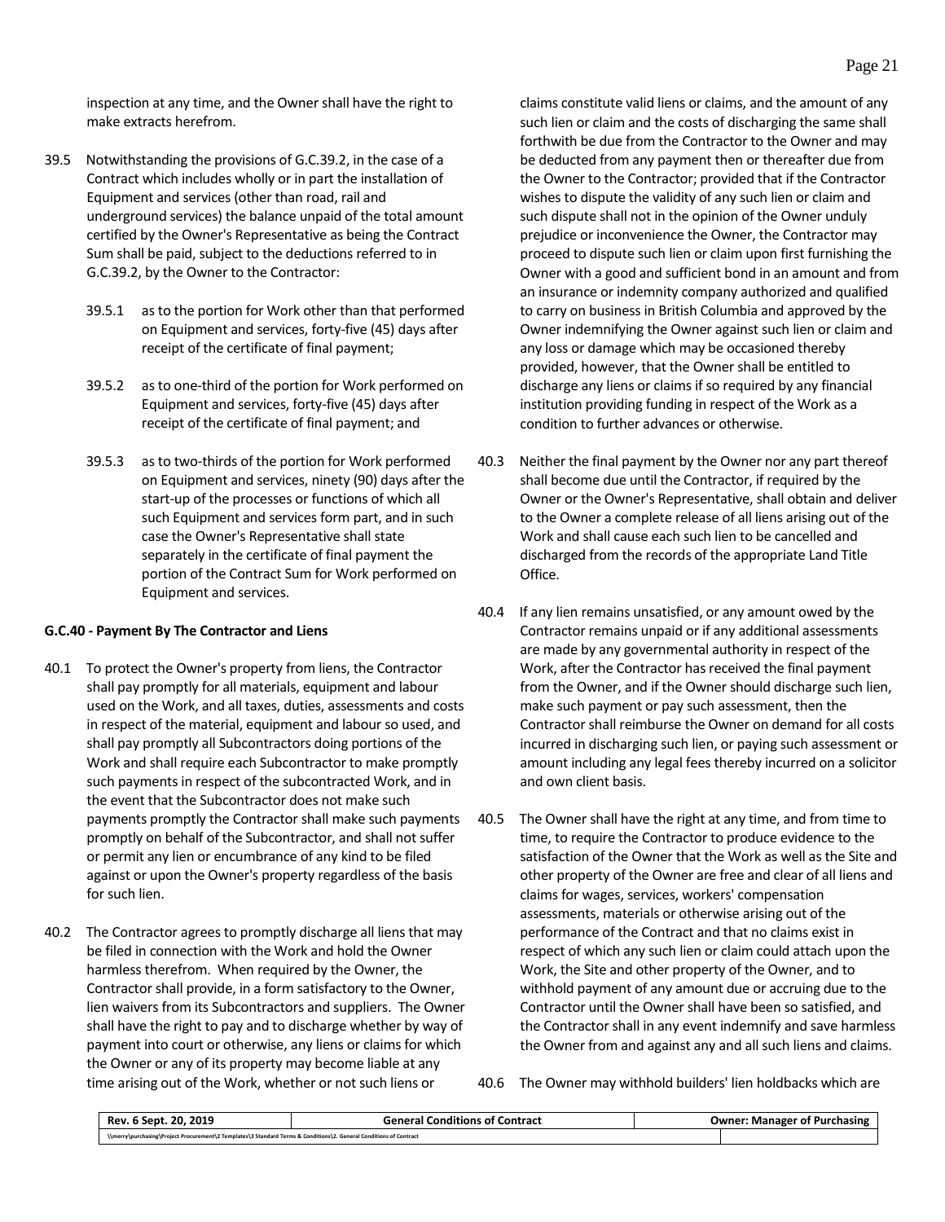inspection at any time, and the Owner shall have the right to make extracts herefrom.

39.5 Notwithstanding the provisions of G.C.39.2, in the case of a Contract which includes wholly or in part the installation of Equipment and services (other than road, rail and underground services) the balance unpaid of the total amount certified by the Owner's Representative as being the Contract Sum shall be paid, subject to the deductions referred to in G.C.39.2, by the Owner to the Contractor:

39.5.1 as to the portion for Work other than that performed on Equipment and services, forty-five (45) days after receipt of the certificate of final payment;

39.5.2 as to one-third of the portion for Work performed on Equipment and services, forty-five (45) days after receipt of the certificate of final payment; and

39.5.3 as to two-thirds of the portion for Work performed on Equipment and services, ninety (90) days after the start-up of the processes or functions of which all such Equipment and services form part, and in such case the Owner's Representative shall state separately in the certificate of final payment the portion of the Contract Sum for Work performed on Equipment and services.

**G.C.40 - Payment By The Contractor and Liens**

40.1 To protect the Owner's property from liens, the Contractor shall pay promptly for all materials, equipment and labour used on the Work, and all taxes, duties, assessments and costs in respect of the material, equipment and labour so used, and shall pay promptly all Subcontractors doing portions of the Work and shall require each Subcontractor to make promptly such payments in respect of the subcontracted Work, and in the event that the Subcontractor does not make such payments promptly the Contractor shall make such payments promptly on behalf of the Subcontractor, and shall not suffer or permit any lien or encumbrance of any kind to be filed against or upon the Owner's property regardless of the basis for such lien.

40.2 The Contractor agrees to promptly discharge all liens that may be filed in connection with the Work and hold the Owner harmless therefrom. When required by the Owner, the Contractor shall provide, in a form satisfactory to the Owner, lien waivers from its Subcontractors and suppliers. The Owner shall have the right to pay and to discharge whether by way of payment into court or otherwise, any liens or claims for which the Owner or any of its property may become liable at any time arising out of the Work, whether or not such liens or claims constitute valid liens or claims, and the amount of any such lien or claim and the costs of discharging the same shall forthwith be due from the Contractor to the Owner and may be deducted from any payment then or thereafter due from the Owner to the Contractor; provided that if the Contractor wishes to dispute the validity of any such lien or claim and such dispute shall not in the opinion of the Owner unduly prejudice or inconvenience the Owner, the Contractor may proceed to dispute such lien or claim upon first furnishing the Owner with a good and sufficient bond in an amount and from an insurance or indemnity company authorized and qualified to carry on business in British Columbia and approved by the Owner indemnifying the Owner against such lien or claim and any loss or damage which may be occasioned thereby provided, however, that the Owner shall be entitled to discharge any liens or claims if so required by any financial institution providing funding in respect of the Work as a condition to further advances or otherwise.

40.3 Neither the final payment by the Owner nor any part thereof shall become due until the Contractor, if required by the Owner or the Owner's Representative, shall obtain and deliver to the Owner a complete release of all liens arising out of the Work and shall cause each such lien to be cancelled and discharged from the records of the appropriate Land Title Office.

40.4 If any lien remains unsatisfied, or any amount owed by the Contractor remains unpaid or if any additional assessments are made by any governmental authority in respect of the Work, after the Contractor has received the final payment from the Owner, and if the Owner should discharge such lien, make such payment or pay such assessment, then the Contractor shall reimburse the Owner on demand for all costs incurred in discharging such lien, or paying such assessment or amount including any legal fees thereby incurred on a solicitor and own client basis.

40.5 The Owner shall have the right at any time, and from time to time, to require the Contractor to produce evidence to the satisfaction of the Owner that the Work as well as the Site and other property of the Owner are free and clear of all liens and claims for wages, services, workers' compensation assessments, materials or otherwise arising out of the performance of the Contract and that no claims exist in respect of which any such lien or claim could attach upon the Work, the Site and other property of the Owner, and to withhold payment of any amount due or accruing due to the Contractor until the Owner shall have been so satisfied, and the Contractor shall in any event indemnify and save harmless the Owner from and against any and all such liens and claims.

40.6 The Owner may withhold builders' lien holdbacks which are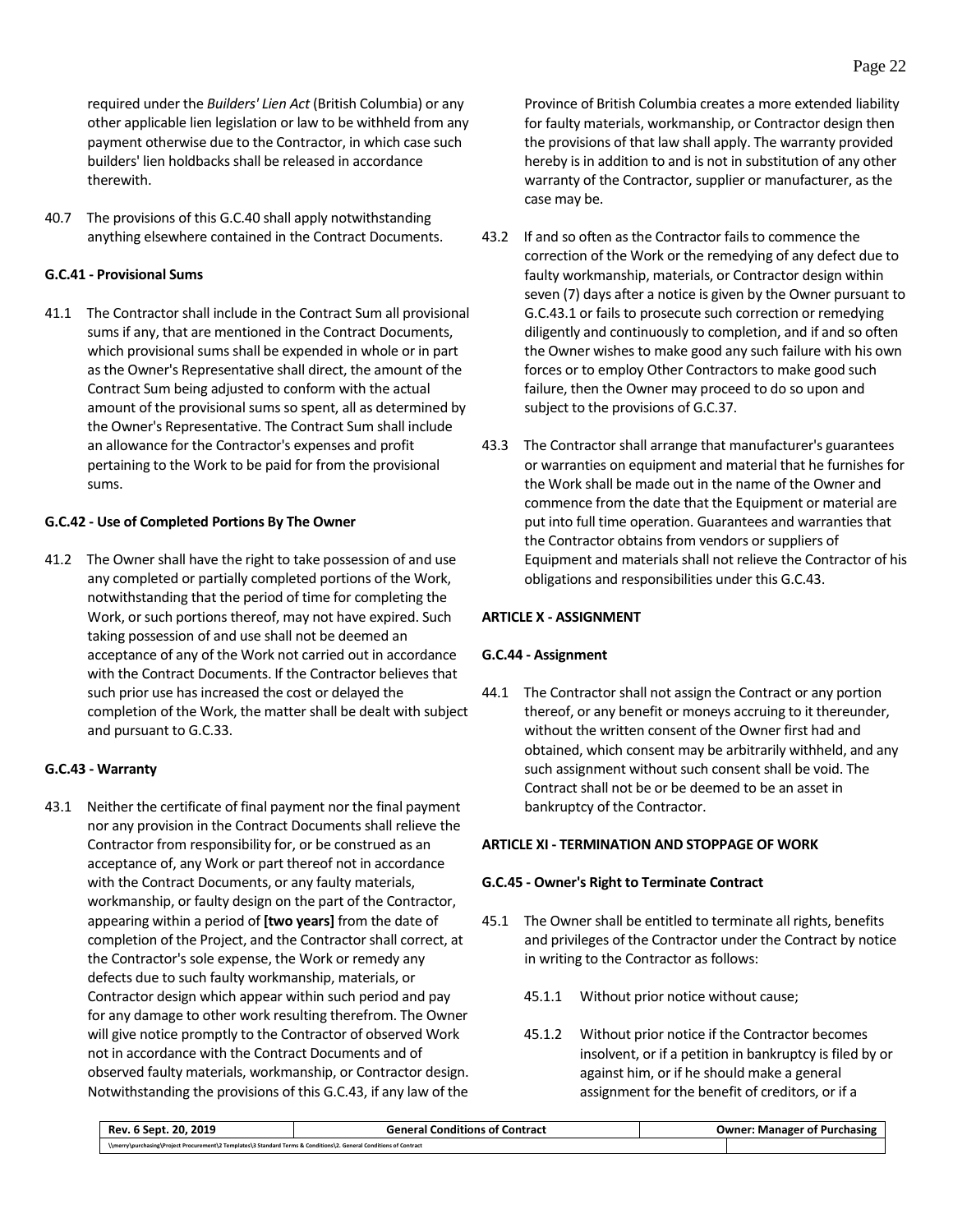required under the *Builders' Lien Act* (British Columbia) or any other applicable lien legislation or law to be withheld from any payment otherwise due to the Contractor, in which case such builders' lien holdbacks shall be released in accordance therewith.

40.7 The provisions of this G.C.40 shall apply notwithstanding anything elsewhere contained in the Contract Documents.

#### G.C.41 - Provisional Sums

41.1 The Contractor shall include in the Contract Sum all provisional sums if any, that are mentioned in the Contract Documents, which provisional sums shall be expended in whole or in part as the Owner's Representative shall direct, the amount of the Contract Sum being adjusted to conform with the actual amount of the provisional sums so spent, all as determined by the Owner's Representative. The Contract Sum shall include an allowance for the Contractor's expenses and profit pertaining to the Work to be paid for from the provisional sums.

#### G.C.42 - Use of Completed Portions By The Owner

41.2 The Owner shall have the right to take possession of and use any completed or partially completed portions of the Work, notwithstanding that the period of time for completing the Work, or such portions thereof, may not have expired. Such taking possession of and use shall not be deemed an acceptance of any of the Work not carried out in accordance with the Contract Documents. If the Contractor believes that such prior use has increased the cost or delayed the completion of the Work, the matter shall be dealt with subject and pursuant to G.C.33.

#### G.C.43 - Warranty

43.1 Neither the certificate of final payment nor the final payment nor any provision in the Contract Documents shall relieve the Contractor from responsibility for, or be construed as an acceptance of, any Work or part thereof not in accordance with the Contract Documents, or any faulty materials, workmanship, or faulty design on the part of the Contractor, appearing within a period of **[two years]** from the date of completion of the Project, and the Contractor shall correct, at the Contractor's sole expense, the Work or remedy any defects due to such faulty workmanship, materials, or Contractor design which appear within such period and pay for any damage to other work resulting therefrom. The Owner will give notice promptly to the Contractor of observed Work not in accordance with the Contract Documents and of observed faulty materials, workmanship, or Contractor design. Notwithstanding the provisions of this G.C.43, if any law of the Province of British Columbia creates a more extended liability for faulty materials, workmanship, or Contractor design then the provisions of that law shall apply. The warranty provided hereby is in addition to and is not in substitution of any other warranty of the Contractor, supplier or manufacturer, as the case may be.

43.2 If and so often as the Contractor fails to commence the correction of the Work or the remedying of any defect due to faulty workmanship, materials, or Contractor design within seven (7) days after a notice is given by the Owner pursuant to G.C.43.1 or fails to prosecute such correction or remedying diligently and continuously to completion, and if and so often the Owner wishes to make good any such failure with his own forces or to employ Other Contractors to make good such failure, then the Owner may proceed to do so upon and subject to the provisions of G.C.37.

43.3 The Contractor shall arrange that manufacturer's guarantees or warranties on equipment and material that he furnishes for the Work shall be made out in the name of the Owner and commence from the date that the Equipment or material are put into full time operation. Guarantees and warranties that the Contractor obtains from vendors or suppliers of Equipment and materials shall not relieve the Contractor of his obligations and responsibilities under this G.C.43.

### ARTICLE X - ASSIGNMENT

#### G.C.44 - Assignment

44.1 The Contractor shall not assign the Contract or any portion thereof, or any benefit or moneys accruing to it thereunder, without the written consent of the Owner first had and obtained, which consent may be arbitrarily withheld, and any such assignment without such consent shall be void. The Contract shall not be or be deemed to be an asset in bankruptcy of the Contractor.

### ARTICLE XI - TERMINATION AND STOPPAGE OF WORK

#### G.C.45 - Owner's Right to Terminate Contract

45.1 The Owner shall be entitled to terminate all rights, benefits and privileges of the Contractor under the Contract by notice in writing to the Contractor as follows:

45.1.1 Without prior notice without cause;

45.1.2 Without prior notice if the Contractor becomes insolvent, or if a petition in bankruptcy is filed by or against him, or if he should make a general assignment for the benefit of creditors, or if a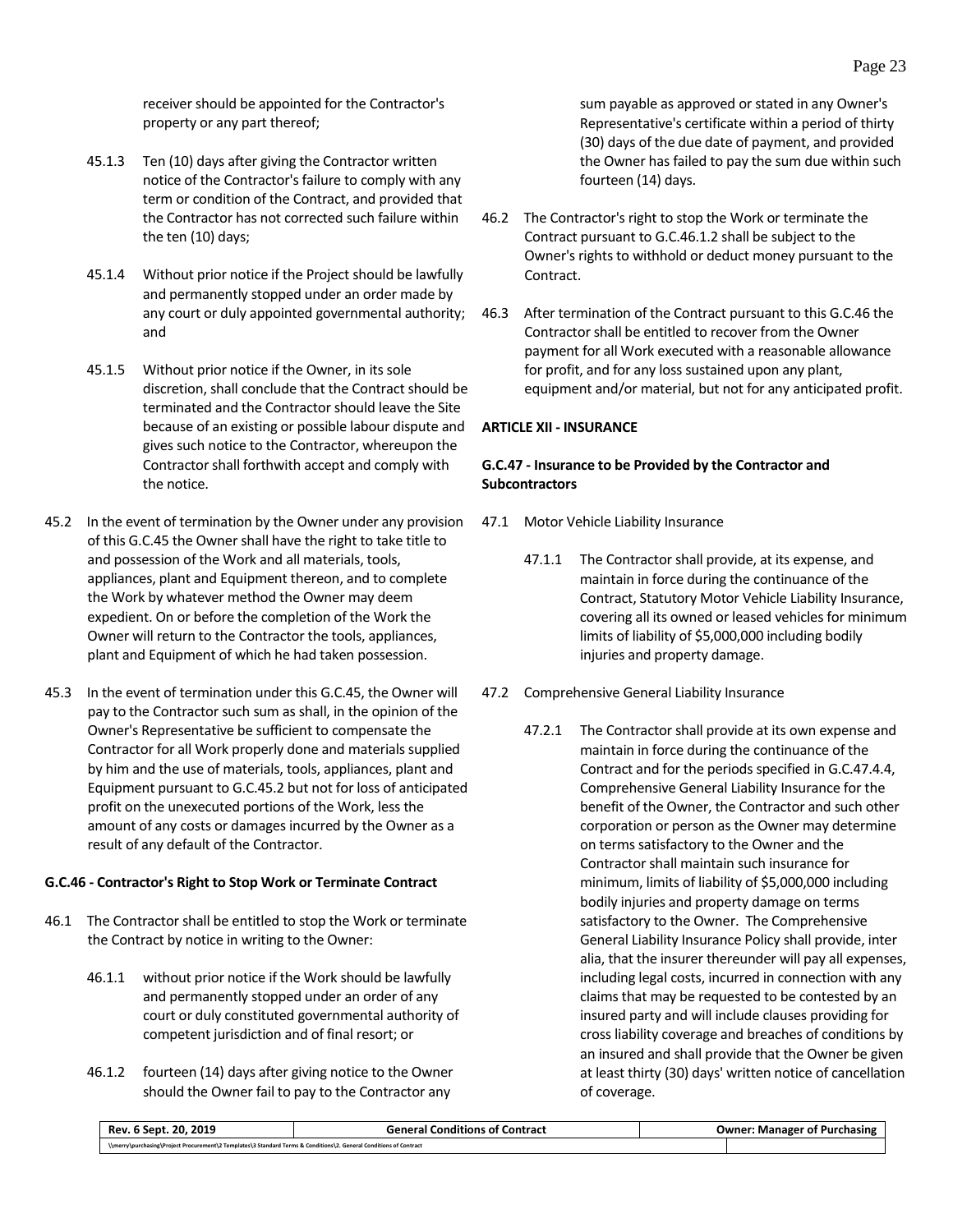receiver should be appointed for the Contractor's property or any part thereof;

45.1.3 Ten (10) days after giving the Contractor written notice of the Contractor's failure to comply with any term or condition of the Contract, and provided that the Contractor has not corrected such failure within the ten (10) days;

45.1.4 Without prior notice if the Project should be lawfully and permanently stopped under an order made by any court or duly appointed governmental authority; and

45.1.5 Without prior notice if the Owner, in its sole discretion, shall conclude that the Contract should be terminated and the Contractor should leave the Site because of an existing or possible labour dispute and gives such notice to the Contractor, whereupon the Contractor shall forthwith accept and comply with the notice.

45.2 In the event of termination by the Owner under any provision of this G.C.45 the Owner shall have the right to take title to and possession of the Work and all materials, tools, appliances, plant and Equipment thereon, and to complete the Work by whatever method the Owner may deem expedient. On or before the completion of the Work the Owner will return to the Contractor the tools, appliances, plant and Equipment of which he had taken possession.

45.3 In the event of termination under this G.C.45, the Owner will pay to the Contractor such sum as shall, in the opinion of the Owner's Representative be sufficient to compensate the Contractor for all Work properly done and materials supplied by him and the use of materials, tools, appliances, plant and Equipment pursuant to G.C.45.2 but not for loss of anticipated profit on the unexecuted portions of the Work, less the amount of any costs or damages incurred by the Owner as a result of any default of the Contractor.

**G.C.46 - Contractor's Right to Stop Work or Terminate Contract**

46.1 The Contractor shall be entitled to stop the Work or terminate the Contract by notice in writing to the Owner:

46.1.1 without prior notice if the Work should be lawfully and permanently stopped under an order of any court or duly constituted governmental authority of competent jurisdiction and of final resort; or

46.1.2 fourteen (14) days after giving notice to the Owner should the Owner fail to pay to the Contractor any sum payable as approved or stated in any Owner's Representative's certificate within a period of thirty (30) days of the due date of payment, and provided the Owner has failed to pay the sum due within such fourteen (14) days.

46.2 The Contractor's right to stop the Work or terminate the Contract pursuant to G.C.46.1.2 shall be subject to the Owner's rights to withhold or deduct money pursuant to the Contract.

46.3 After termination of the Contract pursuant to this G.C.46 the Contractor shall be entitled to recover from the Owner payment for all Work executed with a reasonable allowance for profit, and for any loss sustained upon any plant, equipment and/or material, but not for any anticipated profit.

**ARTICLE XII - INSURANCE**

**G.C.47 - Insurance to be Provided by the Contractor and Subcontractors**

47.1 Motor Vehicle Liability Insurance

47.1.1 The Contractor shall provide, at its expense, and maintain in force during the continuance of the Contract, Statutory Motor Vehicle Liability Insurance, covering all its owned or leased vehicles for minimum limits of liability of $5,000,000 including bodily injuries and property damage.

47.2 Comprehensive General Liability Insurance

47.2.1 The Contractor shall provide at its own expense and maintain in force during the continuance of the Contract and for the periods specified in G.C.47.4.4, Comprehensive General Liability Insurance for the benefit of the Owner, the Contractor and such other corporation or person as the Owner may determine on terms satisfactory to the Owner and the Contractor shall maintain such insurance for minimum, limits of liability of $5,000,000 including bodily injuries and property damage on terms satisfactory to the Owner. The Comprehensive General Liability Insurance Policy shall provide, inter alia, that the insurer thereunder will pay all expenses, including legal costs, incurred in connection with any claims that may be requested to be contested by an insured party and will include clauses providing for cross liability coverage and breaches of conditions by an insured and shall provide that the Owner be given at least thirty (30) days' written notice of cancellation of coverage.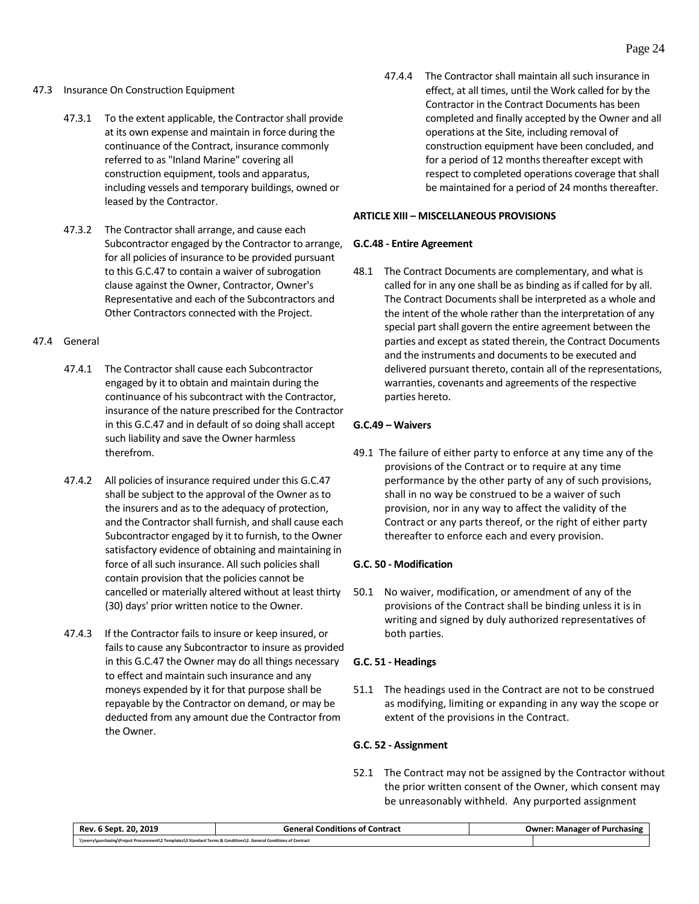47.3 Insurance On Construction Equipment

47.3.1 To the extent applicable, the Contractor shall provide at its own expense and maintain in force during the continuance of the Contract, insurance commonly referred to as "Inland Marine" covering all construction equipment, tools and apparatus, including vessels and temporary buildings, owned or leased by the Contractor.

47.3.2 The Contractor shall arrange, and cause each Subcontractor engaged by the Contractor to arrange, for all policies of insurance to be provided pursuant to this G.C.47 to contain a waiver of subrogation clause against the Owner, Contractor, Owner's Representative and each of the Subcontractors and Other Contractors connected with the Project.

47.4 General

47.4.1 The Contractor shall cause each Subcontractor engaged by it to obtain and maintain during the continuance of his subcontract with the Contractor, insurance of the nature prescribed for the Contractor in this G.C.47 and in default of so doing shall accept such liability and save the Owner harmless therefrom.

47.4.2 All policies of insurance required under this G.C.47 shall be subject to the approval of the Owner as to the insurers and as to the adequacy of protection, and the Contractor shall furnish, and shall cause each Subcontractor engaged by it to furnish, to the Owner satisfactory evidence of obtaining and maintaining in force of all such insurance. All such policies shall contain provision that the policies cannot be cancelled or materially altered without at least thirty (30) days' prior written notice to the Owner.

47.4.3 If the Contractor fails to insure or keep insured, or fails to cause any Subcontractor to insure as provided in this G.C.47 the Owner may do all things necessary to effect and maintain such insurance and any moneys expended by it for that purpose shall be repayable by the Contractor on demand, or may be deducted from any amount due the Contractor from the Owner.

47.4.4 The Contractor shall maintain all such insurance in effect, at all times, until the Work called for by the Contractor in the Contract Documents has been completed and finally accepted by the Owner and all operations at the Site, including removal of construction equipment have been concluded, and for a period of 12 months thereafter except with respect to completed operations coverage that shall be maintained for a period of 24 months thereafter.

## ARTICLE XIII – MISCELLANEOUS PROVISIONS

### G.C.48 - Entire Agreement

48.1 The Contract Documents are complementary, and what is called for in any one shall be as binding as if called for by all. The Contract Documents shall be interpreted as a whole and the intent of the whole rather than the interpretation of any special part shall govern the entire agreement between the parties and except as stated therein, the Contract Documents and the instruments and documents to be executed and delivered pursuant thereto, contain all of the representations, warranties, covenants and agreements of the respective parties hereto.

### G.C.49 – Waivers

49.1 The failure of either party to enforce at any time any of the provisions of the Contract or to require at any time performance by the other party of any of such provisions, shall in no way be construed to be a waiver of such provision, nor in any way to affect the validity of the Contract or any parts thereof, or the right of either party thereafter to enforce each and every provision.

### G.C. 50 - Modification

50.1 No waiver, modification, or amendment of any of the provisions of the Contract shall be binding unless it is in writing and signed by duly authorized representatives of both parties.

### G.C. 51 - Headings

51.1 The headings used in the Contract are not to be construed as modifying, limiting or expanding in any way the scope or extent of the provisions in the Contract.

### G.C. 52 - Assignment

52.1 The Contract may not be assigned by the Contractor without the prior written consent of the Owner, which consent may be unreasonably withheld. Any purported assignment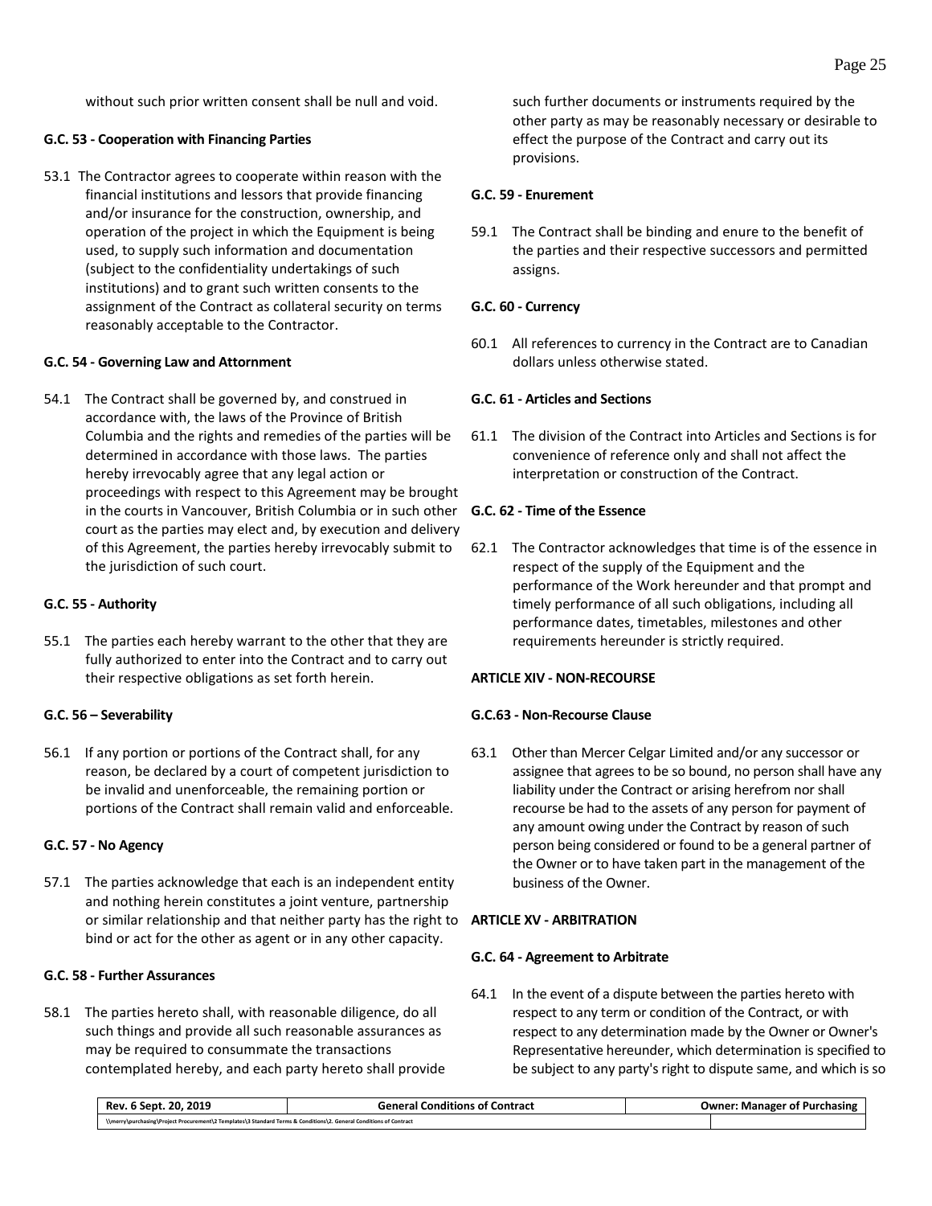without such prior written consent shall be null and void.

**G.C. 53 - Cooperation with Financing Parties**

53.1 The Contractor agrees to cooperate within reason with the financial institutions and lessors that provide financing and/or insurance for the construction, ownership, and operation of the project in which the Equipment is being used, to supply such information and documentation (subject to the confidentiality undertakings of such institutions) and to grant such written consents to the assignment of the Contract as collateral security on terms reasonably acceptable to the Contractor.

**G.C. 54 - Governing Law and Attornment**

54.1 The Contract shall be governed by, and construed in accordance with, the laws of the Province of British Columbia and the rights and remedies of the parties will be determined in accordance with those laws. The parties hereby irrevocably agree that any legal action or proceedings with respect to this Agreement may be brought in the courts in Vancouver, British Columbia or in such other court as the parties may elect and, by execution and delivery of this Agreement, the parties hereby irrevocably submit to the jurisdiction of such court.

**G.C. 55 - Authority**

55.1 The parties each hereby warrant to the other that they are fully authorized to enter into the Contract and to carry out their respective obligations as set forth herein.

**G.C. 56 – Severability**

56.1 If any portion or portions of the Contract shall, for any reason, be declared by a court of competent jurisdiction to be invalid and unenforceable, the remaining portion or portions of the Contract shall remain valid and enforceable.

**G.C. 57 - No Agency**

57.1 The parties acknowledge that each is an independent entity and nothing herein constitutes a joint venture, partnership or similar relationship and that neither party has the right to bind or act for the other as agent or in any other capacity.

**G.C. 58 - Further Assurances**

58.1 The parties hereto shall, with reasonable diligence, do all such things and provide all such reasonable assurances as may be required to consummate the transactions contemplated hereby, and each party hereto shall provide such further documents or instruments required by the other party as may be reasonably necessary or desirable to effect the purpose of the Contract and carry out its provisions.

**G.C. 59 - Enurement**

59.1 The Contract shall be binding and enure to the benefit of the parties and their respective successors and permitted assigns.

**G.C. 60 - Currency**

60.1 All references to currency in the Contract are to Canadian dollars unless otherwise stated.

**G.C. 61 - Articles and Sections**

61.1 The division of the Contract into Articles and Sections is for convenience of reference only and shall not affect the interpretation or construction of the Contract.

**G.C. 62 - Time of the Essence**

62.1 The Contractor acknowledges that time is of the essence in respect of the supply of the Equipment and the performance of the Work hereunder and that prompt and timely performance of all such obligations, including all performance dates, timetables, milestones and other requirements hereunder is strictly required.

**ARTICLE XIV - NON-RECOURSE**

**G.C.63 - Non-Recourse Clause**

63.1 Other than Mercer Celgar Limited and/or any successor or assignee that agrees to be so bound, no person shall have any liability under the Contract or arising herefrom nor shall recourse be had to the assets of any person for payment of any amount owing under the Contract by reason of such person being considered or found to be a general partner of the Owner or to have taken part in the management of the business of the Owner.

**ARTICLE XV - ARBITRATION**

**G.C. 64 - Agreement to Arbitrate**

64.1 In the event of a dispute between the parties hereto with respect to any term or condition of the Contract, or with respect to any determination made by the Owner or Owner's Representative hereunder, which determination is specified to be subject to any party's right to dispute same, and which is so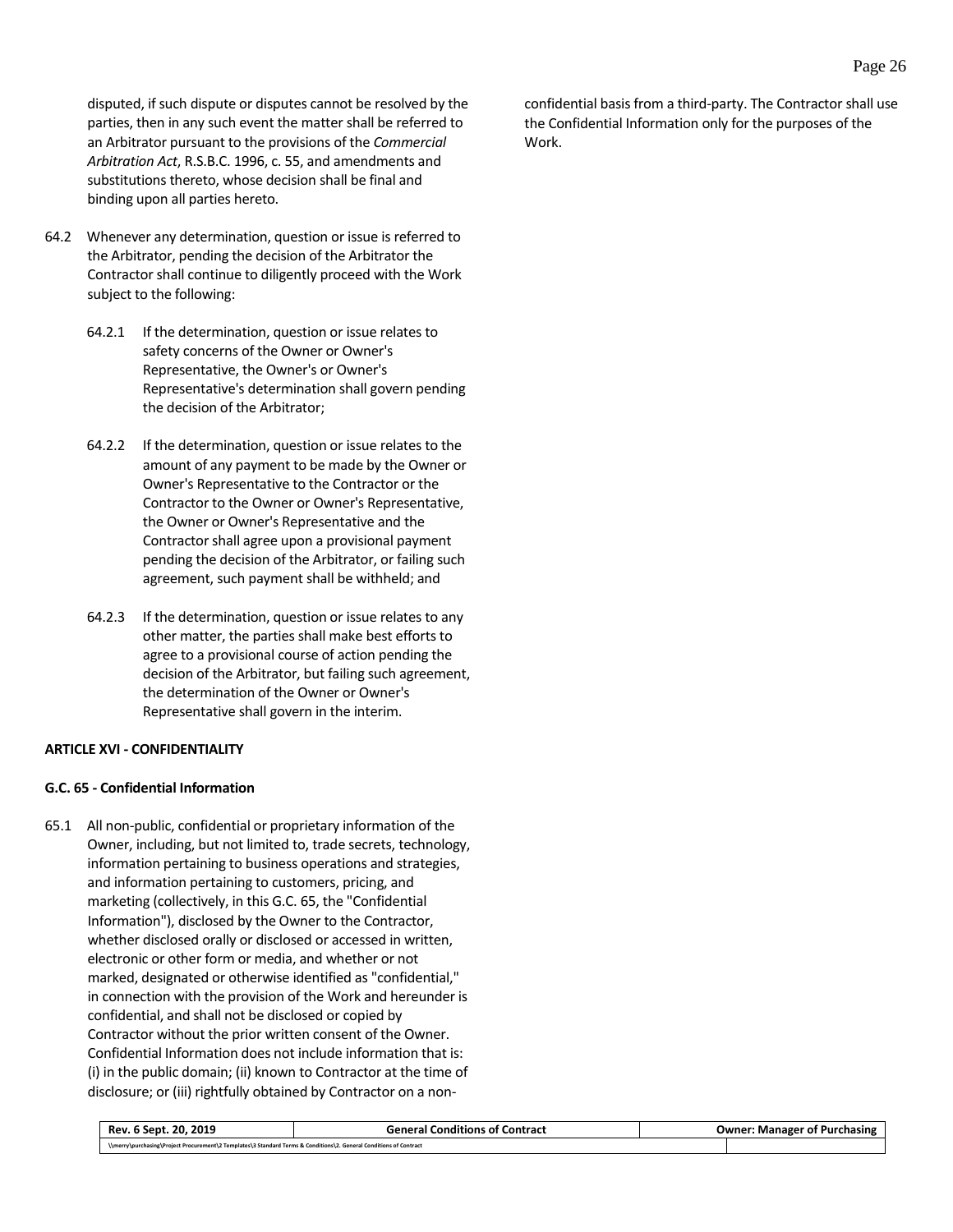disputed, if such dispute or disputes cannot be resolved by the parties, then in any such event the matter shall be referred to an Arbitrator pursuant to the provisions of the *Commercial Arbitration Act*, R.S.B.C. 1996, c. 55, and amendments and substitutions thereto, whose decision shall be final and binding upon all parties hereto.

64.2 Whenever any determination, question or issue is referred to the Arbitrator, pending the decision of the Arbitrator the Contractor shall continue to diligently proceed with the Work subject to the following:

64.2.1 If the determination, question or issue relates to safety concerns of the Owner or Owner's Representative, the Owner's or Owner's Representative's determination shall govern pending the decision of the Arbitrator;

64.2.2 If the determination, question or issue relates to the amount of any payment to be made by the Owner or Owner's Representative to the Contractor or the Contractor to the Owner or Owner's Representative, the Owner or Owner's Representative and the Contractor shall agree upon a provisional payment pending the decision of the Arbitrator, or failing such agreement, such payment shall be withheld; and

64.2.3 If the determination, question or issue relates to any other matter, the parties shall make best efforts to agree to a provisional course of action pending the decision of the Arbitrator, but failing such agreement, the determination of the Owner or Owner's Representative shall govern in the interim.

**ARTICLE XVI - CONFIDENTIALITY**

**G.C. 65 - Confidential Information**

65.1 All non-public, confidential or proprietary information of the Owner, including, but not limited to, trade secrets, technology, information pertaining to business operations and strategies, and information pertaining to customers, pricing, and marketing (collectively, in this G.C. 65, the "Confidential Information"), disclosed by the Owner to the Contractor, whether disclosed orally or disclosed or accessed in written, electronic or other form or media, and whether or not marked, designated or otherwise identified as "confidential," in connection with the provision of the Work and hereunder is confidential, and shall not be disclosed or copied by Contractor without the prior written consent of the Owner. Confidential Information does not include information that is: (i) in the public domain; (ii) known to Contractor at the time of disclosure; or (iii) rightfully obtained by Contractor on a non-confidential basis from a third-party. The Contractor shall use the Confidential Information only for the purposes of the Work.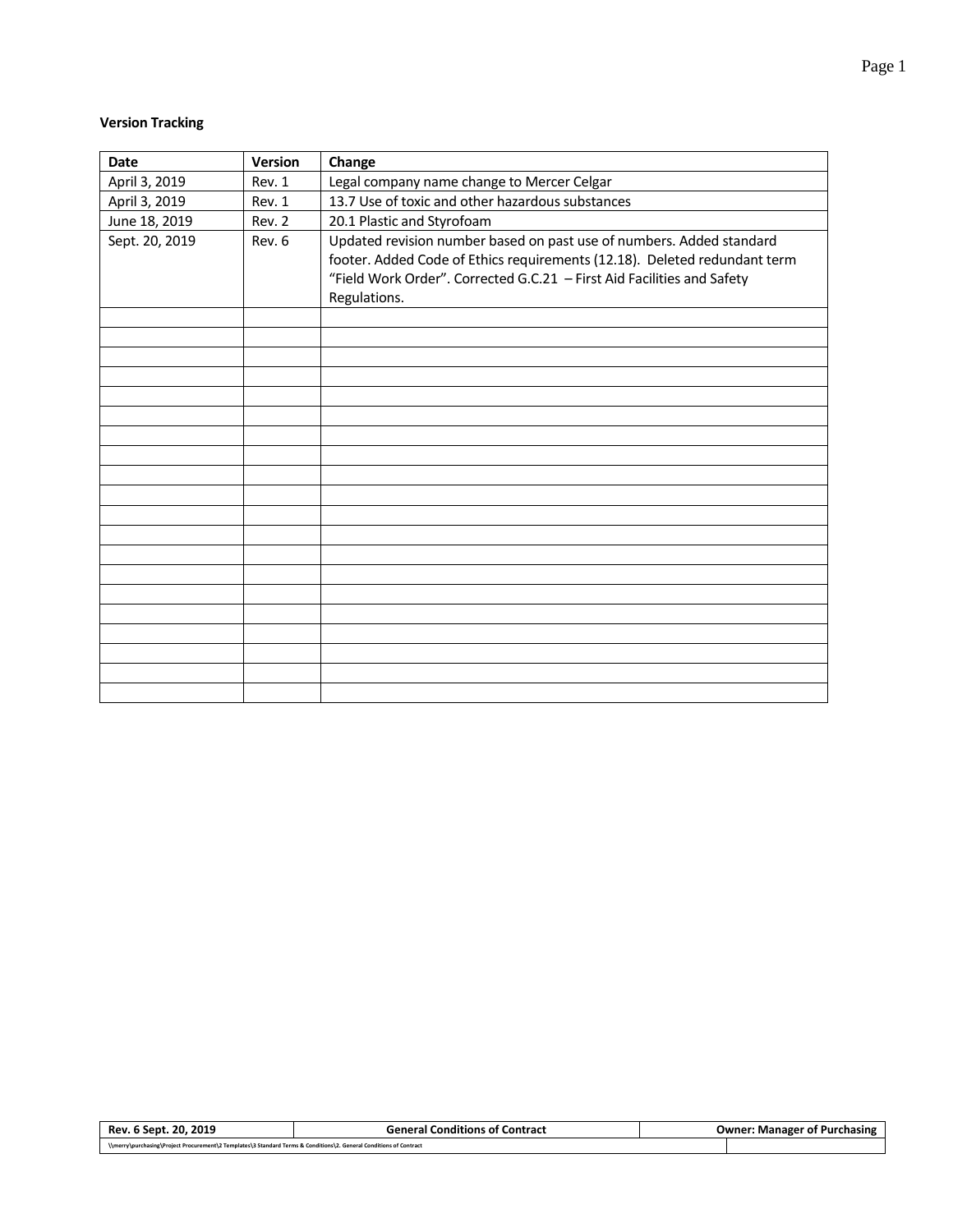**Version Tracking**

| Date | Version | Change |
|---|---|---|
| April 3, 2019 | Rev. 1 | Legal company name change to Mercer Celgar |
| April 3, 2019 | Rev. 1 | 13.7 Use of toxic and other hazardous substances |
| June 18, 2019 | Rev. 2 | 20.1 Plastic and Styrofoam |
| Sept. 20, 2019 | Rev. 6 | Updated revision number based on past use of numbers. Added standard footer. Added Code of Ethics requirements (12.18). Deleted redundant term “Field Work Order”. Corrected G.C.21 – First Aid Facilities and Safety Regulations. |
| | | |
| | | |
| | | |
| | | |
| | | |
| | | |
| | | |
| | | |
| | | |
| | | |
| | | |
| | | |
| | | |
| | | |
| | | |
| | | |
| | | |
| | | |
| | | |
| | | |